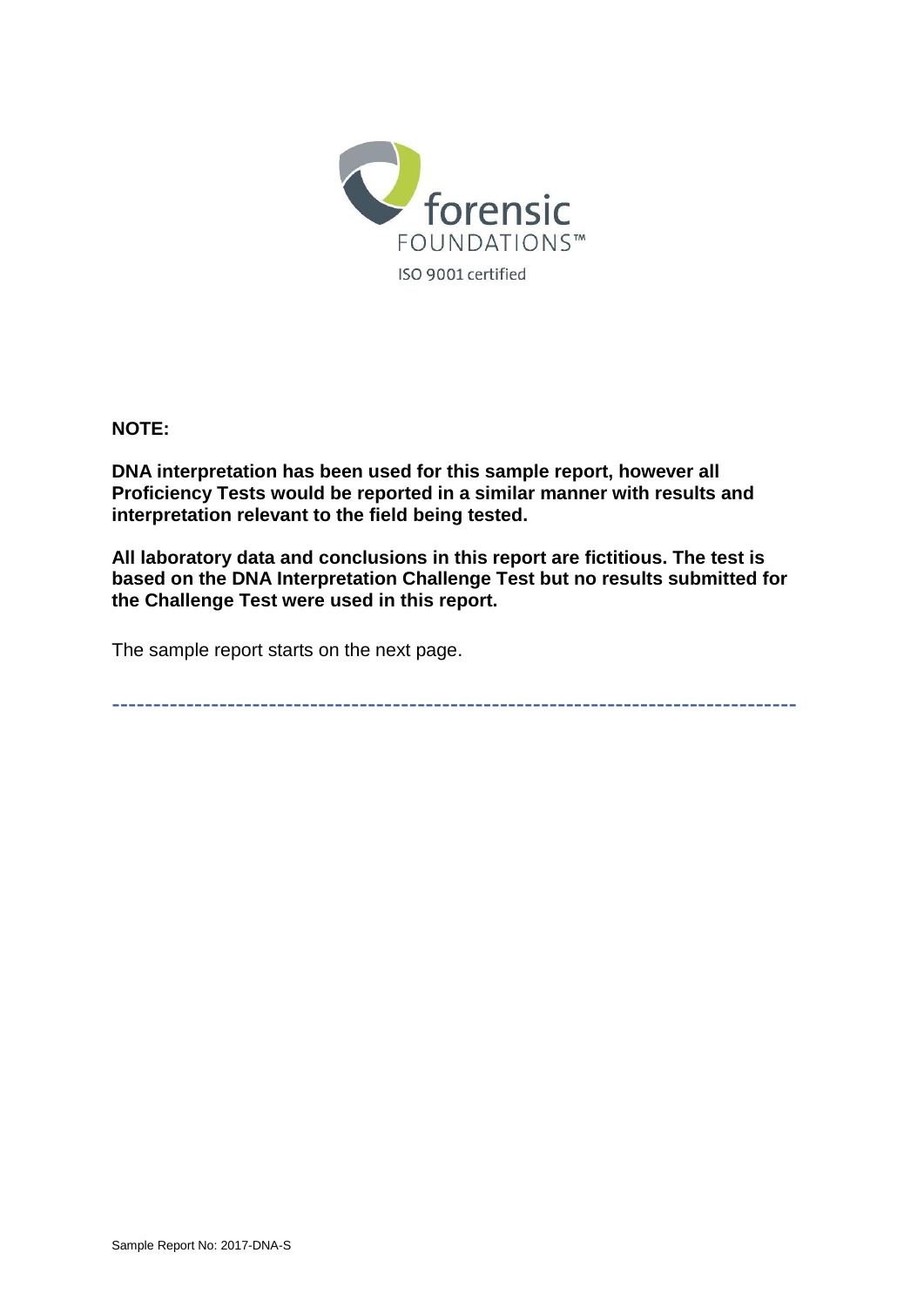forensic FOUNDATIONS™

ISO 9001 certified

**NOTE:**

**DNA interpretation has been used for this sample report, however all Proficiency Tests would be reported in a similar manner with results and interpretation relevant to the field being tested.**

**All laboratory data and conclusions in this report are fictitious. The test is based on the DNA Interpretation Challenge Test but no results submitted for the Challenge Test were used in this report.**

The sample report starts on the next page.

---

Sample Report No: 2017-DNA-S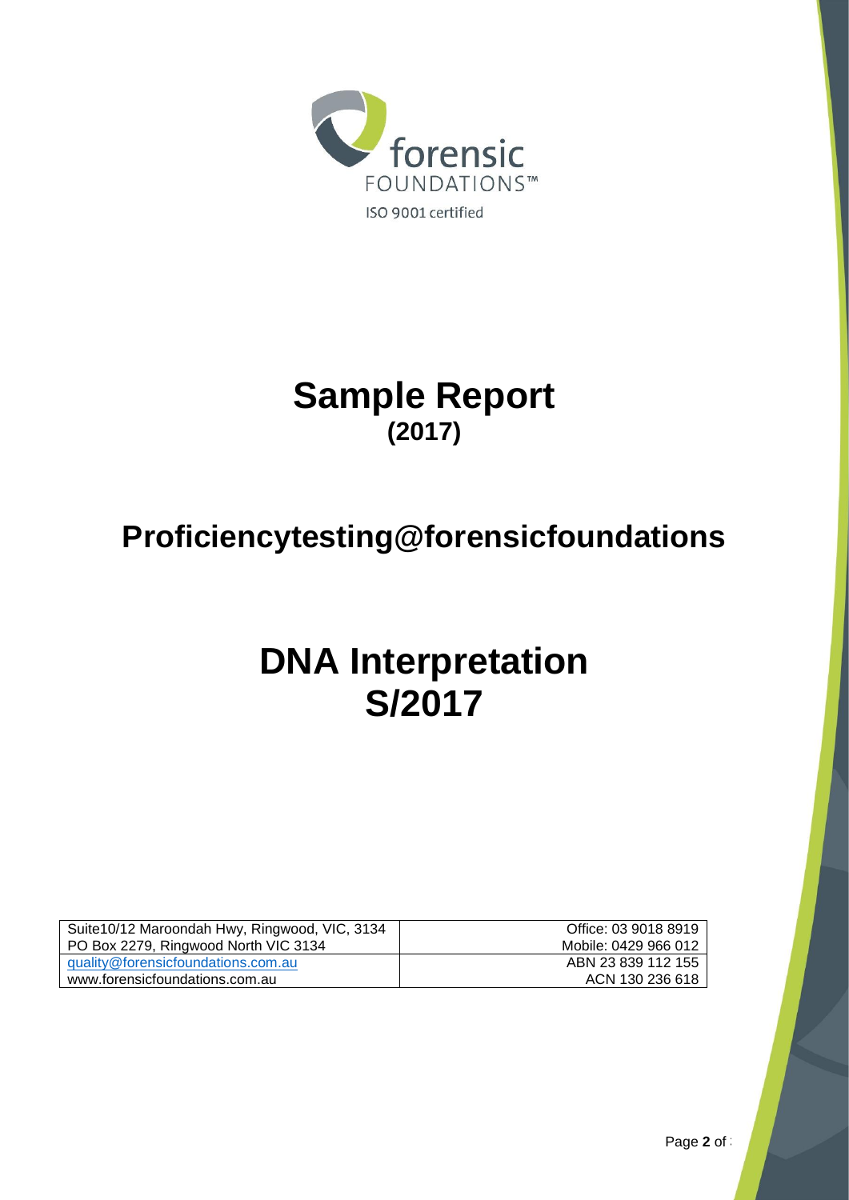forensic
FOUNDATIONS™

ISO 9001 certified

# Sample Report
## (2017)

# Proficiencytesting@forensicfoundations

# DNA Interpretation
# S/2017

| Suite10/12 Maroondah Hwy, Ringwood, VIC, 3134<br>PO Box 2279, Ringwood North VIC 3134 | Office: 03 9018 8919<br>Mobile: 0429 966 012 |
|---|---|
| quality@forensicfoundations.com.au<br>www.forensicfoundations.com.au | ABN 23 839 112 155<br>ACN 130 236 618 |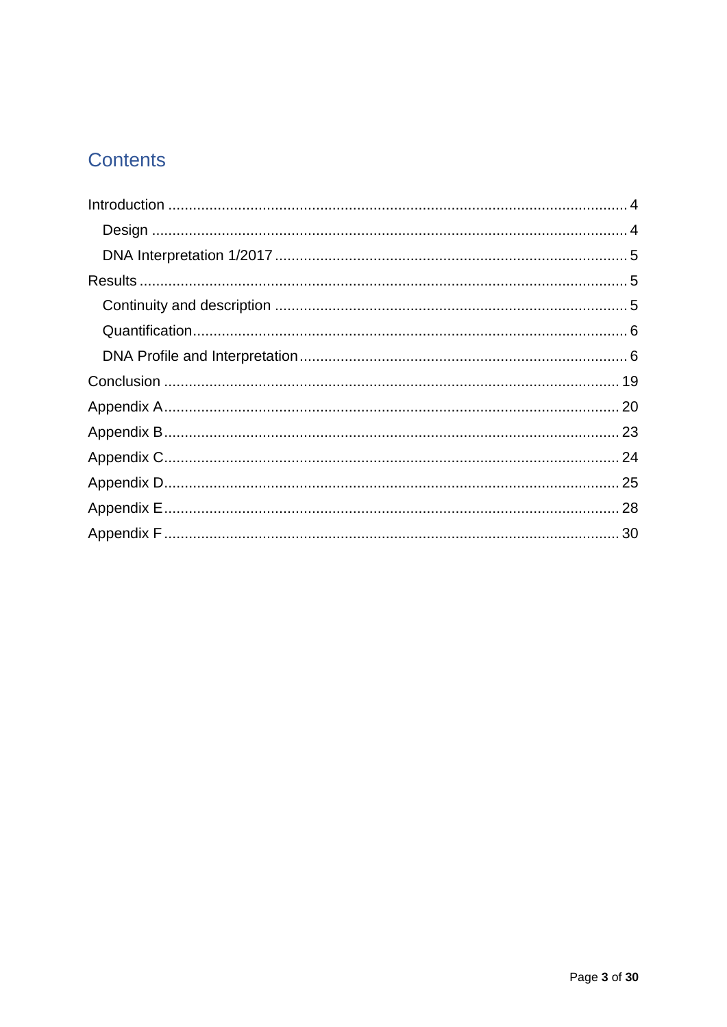## Contents

- Introduction ... 4
  - Design ... 4
  - DNA Interpretation 1/2017 ... 5
- Results ... 5
  - Continuity and description ... 5
  - Quantification ... 6
  - DNA Profile and Interpretation ... 6
- Conclusion ... 19
- Appendix A ... 20
- Appendix B ... 23
- Appendix C ... 24
- Appendix D ... 25
- Appendix E ... 28
- Appendix F ... 30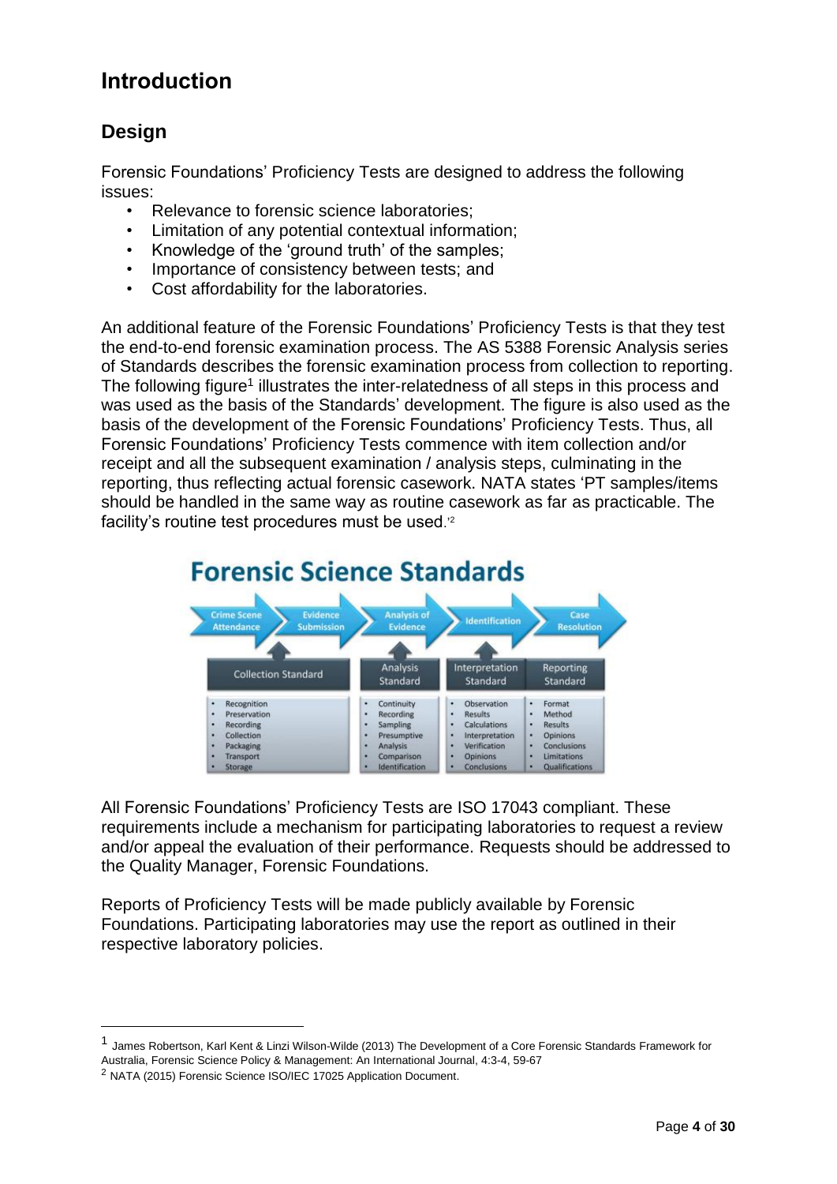# Introduction

## Design

Forensic Foundations' Proficiency Tests are designed to address the following issues:

- Relevance to forensic science laboratories;
- Limitation of any potential contextual information;
- Knowledge of the 'ground truth' of the samples;
- Importance of consistency between tests; and
- Cost affordability for the laboratories.

An additional feature of the Forensic Foundations' Proficiency Tests is that they test the end-to-end forensic examination process. The AS 5388 Forensic Analysis series of Standards describes the forensic examination process from collection to reporting. The following figure[1] illustrates the inter-relatedness of all steps in this process and was used as the basis of the Standards' development. The figure is also used as the basis of the development of the Forensic Foundations' Proficiency Tests. Thus, all Forensic Foundations' Proficiency Tests commence with item collection and/or receipt and all the subsequent examination / analysis steps, culminating in the reporting, thus reflecting actual forensic casework. NATA states 'PT samples/items should be handled in the same way as routine casework as far as practicable. The facility's routine test procedures must be used.'[2]

**Forensic Science Standards**

| Crime Scene Attendance → Evidence Submission | Analysis of Evidence | Identification | Case Resolution |
|---|---|---|---|
| Collection Standard | Analysis Standard | Interpretation Standard | Reporting Standard |
| • Recognition<br>• Preservation<br>• Recording<br>• Collection<br>• Packaging<br>• Transport<br>• Storage | • Continuity<br>• Recording<br>• Sampling<br>• Presumptive<br>• Analysis<br>• Comparison<br>• Identification | • Observation<br>• Results<br>• Calculations<br>• Interpretation<br>• Verification<br>• Opinions<br>• Conclusions | • Format<br>• Method<br>• Results<br>• Opinions<br>• Conclusions<br>• Limitations<br>• Qualifications |

All Forensic Foundations' Proficiency Tests are ISO 17043 compliant. These requirements include a mechanism for participating laboratories to request a review and/or appeal the evaluation of their performance. Requests should be addressed to the Quality Manager, Forensic Foundations.

Reports of Proficiency Tests will be made publicly available by Forensic Foundations. Participating laboratories may use the report as outlined in their respective laboratory policies.

---

[1] James Robertson, Karl Kent & Linzi Wilson-Wilde (2013) The Development of a Core Forensic Standards Framework for Australia, Forensic Science Policy & Management: An International Journal, 4:3-4, 59-67

[2] NATA (2015) Forensic Science ISO/IEC 17025 Application Document.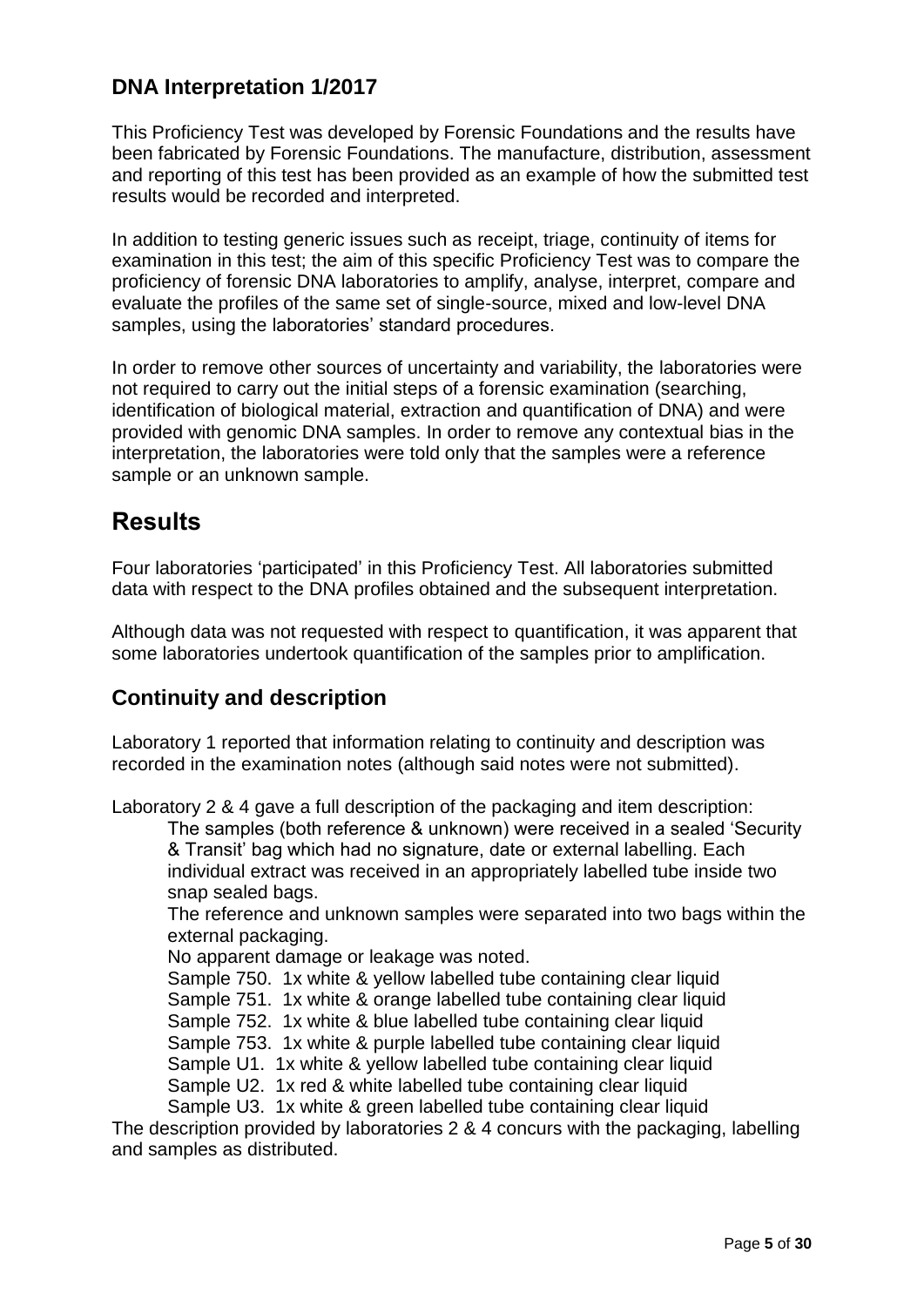## DNA Interpretation 1/2017

This Proficiency Test was developed by Forensic Foundations and the results have been fabricated by Forensic Foundations. The manufacture, distribution, assessment and reporting of this test has been provided as an example of how the submitted test results would be recorded and interpreted.

In addition to testing generic issues such as receipt, triage, continuity of items for examination in this test; the aim of this specific Proficiency Test was to compare the proficiency of forensic DNA laboratories to amplify, analyse, interpret, compare and evaluate the profiles of the same set of single-source, mixed and low-level DNA samples, using the laboratories' standard procedures.

In order to remove other sources of uncertainty and variability, the laboratories were not required to carry out the initial steps of a forensic examination (searching, identification of biological material, extraction and quantification of DNA) and were provided with genomic DNA samples. In order to remove any contextual bias in the interpretation, the laboratories were told only that the samples were a reference sample or an unknown sample.

# Results

Four laboratories 'participated' in this Proficiency Test. All laboratories submitted data with respect to the DNA profiles obtained and the subsequent interpretation.

Although data was not requested with respect to quantification, it was apparent that some laboratories undertook quantification of the samples prior to amplification.

## Continuity and description

Laboratory 1 reported that information relating to continuity and description was recorded in the examination notes (although said notes were not submitted).

Laboratory 2 & 4 gave a full description of the packaging and item description:

> The samples (both reference & unknown) were received in a sealed 'Security & Transit' bag which had no signature, date or external labelling. Each individual extract was received in an appropriately labelled tube inside two snap sealed bags.
>
> The reference and unknown samples were separated into two bags within the external packaging.
>
> No apparent damage or leakage was noted.
>
> Sample 750. 1x white & yellow labelled tube containing clear liquid
> Sample 751. 1x white & orange labelled tube containing clear liquid
> Sample 752. 1x white & blue labelled tube containing clear liquid
> Sample 753. 1x white & purple labelled tube containing clear liquid
> Sample U1. 1x white & yellow labelled tube containing clear liquid
> Sample U2. 1x red & white labelled tube containing clear liquid
> Sample U3. 1x white & green labelled tube containing clear liquid

The description provided by laboratories 2 & 4 concurs with the packaging, labelling and samples as distributed.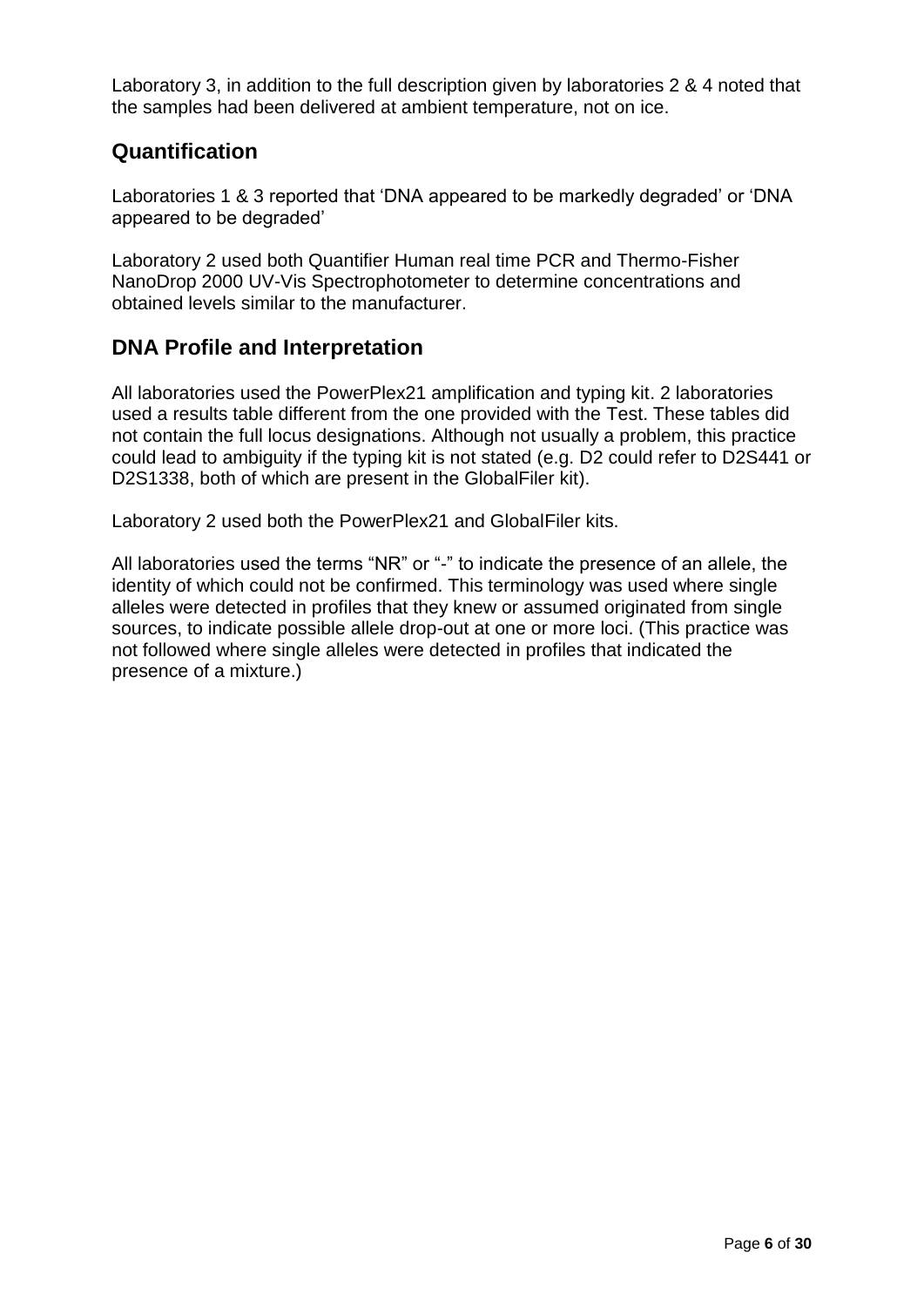Laboratory 3, in addition to the full description given by laboratories 2 & 4 noted that the samples had been delivered at ambient temperature, not on ice.

## Quantification

Laboratories 1 & 3 reported that 'DNA appeared to be markedly degraded' or 'DNA appeared to be degraded'

Laboratory 2 used both Quantifier Human real time PCR and Thermo-Fisher NanoDrop 2000 UV-Vis Spectrophotometer to determine concentrations and obtained levels similar to the manufacturer.

## DNA Profile and Interpretation

All laboratories used the PowerPlex21 amplification and typing kit. 2 laboratories used a results table different from the one provided with the Test. These tables did not contain the full locus designations. Although not usually a problem, this practice could lead to ambiguity if the typing kit is not stated (e.g. D2 could refer to D2S441 or D2S1338, both of which are present in the GlobalFiler kit).

Laboratory 2 used both the PowerPlex21 and GlobalFiler kits.

All laboratories used the terms "NR" or "-" to indicate the presence of an allele, the identity of which could not be confirmed. This terminology was used where single alleles were detected in profiles that they knew or assumed originated from single sources, to indicate possible allele drop-out at one or more loci. (This practice was not followed where single alleles were detected in profiles that indicated the presence of a mixture.)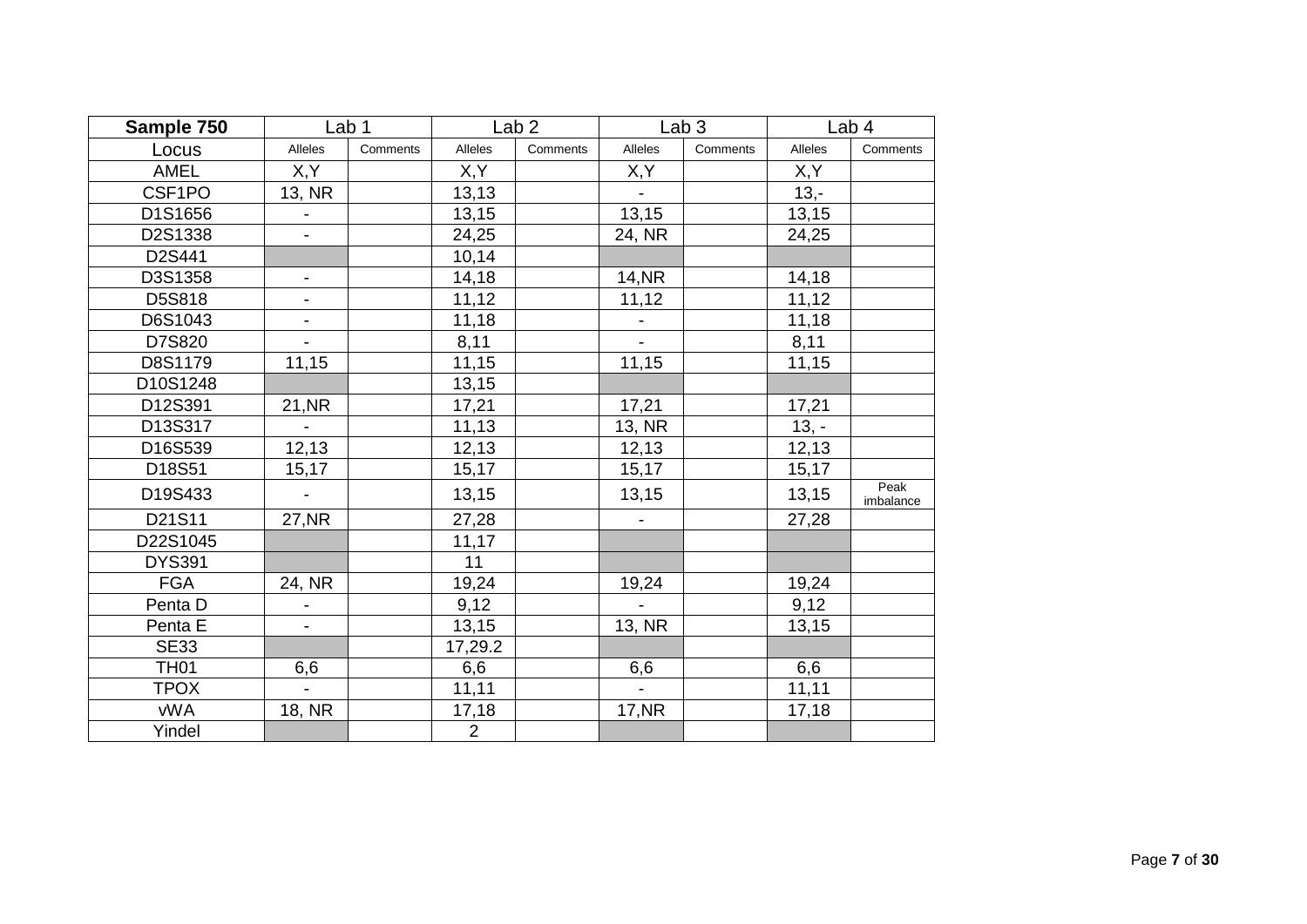| Sample 750 | Lab 1 | | Lab 2 | | Lab 3 | | Lab 4 | |
|---|---|---|---|---|---|---|---|---|
| Locus | Alleles | Comments | Alleles | Comments | Alleles | Comments | Alleles | Comments |
| AMEL | X,Y | | X,Y | | X,Y | | X,Y | |
| CSF1PO | 13, NR | | 13,13 | | - | | 13,- | |
| D1S1656 | - | | 13,15 | | 13,15 | | 13,15 | |
| D2S1338 | - | | 24,25 | | 24, NR | | 24,25 | |
| D2S441 | | | 10,14 | | | | | |
| D3S1358 | - | | 14,18 | | 14,NR | | 14,18 | |
| D5S818 | - | | 11,12 | | 11,12 | | 11,12 | |
| D6S1043 | - | | 11,18 | | - | | 11,18 | |
| D7S820 | - | | 8,11 | | - | | 8,11 | |
| D8S1179 | 11,15 | | 11,15 | | 11,15 | | 11,15 | |
| D10S1248 | | | 13,15 | | | | | |
| D12S391 | 21,NR | | 17,21 | | 17,21 | | 17,21 | |
| D13S317 | - | | 11,13 | | 13, NR | | 13, - | |
| D16S539 | 12,13 | | 12,13 | | 12,13 | | 12,13 | |
| D18S51 | 15,17 | | 15,17 | | 15,17 | | 15,17 | |
| D19S433 | - | | 13,15 | | 13,15 | | 13,15 | Peak imbalance |
| D21S11 | 27,NR | | 27,28 | | - | | 27,28 | |
| D22S1045 | | | 11,17 | | | | | |
| DYS391 | | | 11 | | | | | |
| FGA | 24, NR | | 19,24 | | 19,24 | | 19,24 | |
| Penta D | - | | 9,12 | | - | | 9,12 | |
| Penta E | - | | 13,15 | | 13, NR | | 13,15 | |
| SE33 | | | 17,29.2 | | | | | |
| TH01 | 6,6 | | 6,6 | | 6,6 | | 6,6 | |
| TPOX | - | | 11,11 | | - | | 11,11 | |
| vWA | 18, NR | | 17,18 | | 17,NR | | 17,18 | |
| Yindel | | | 2 | | | | | |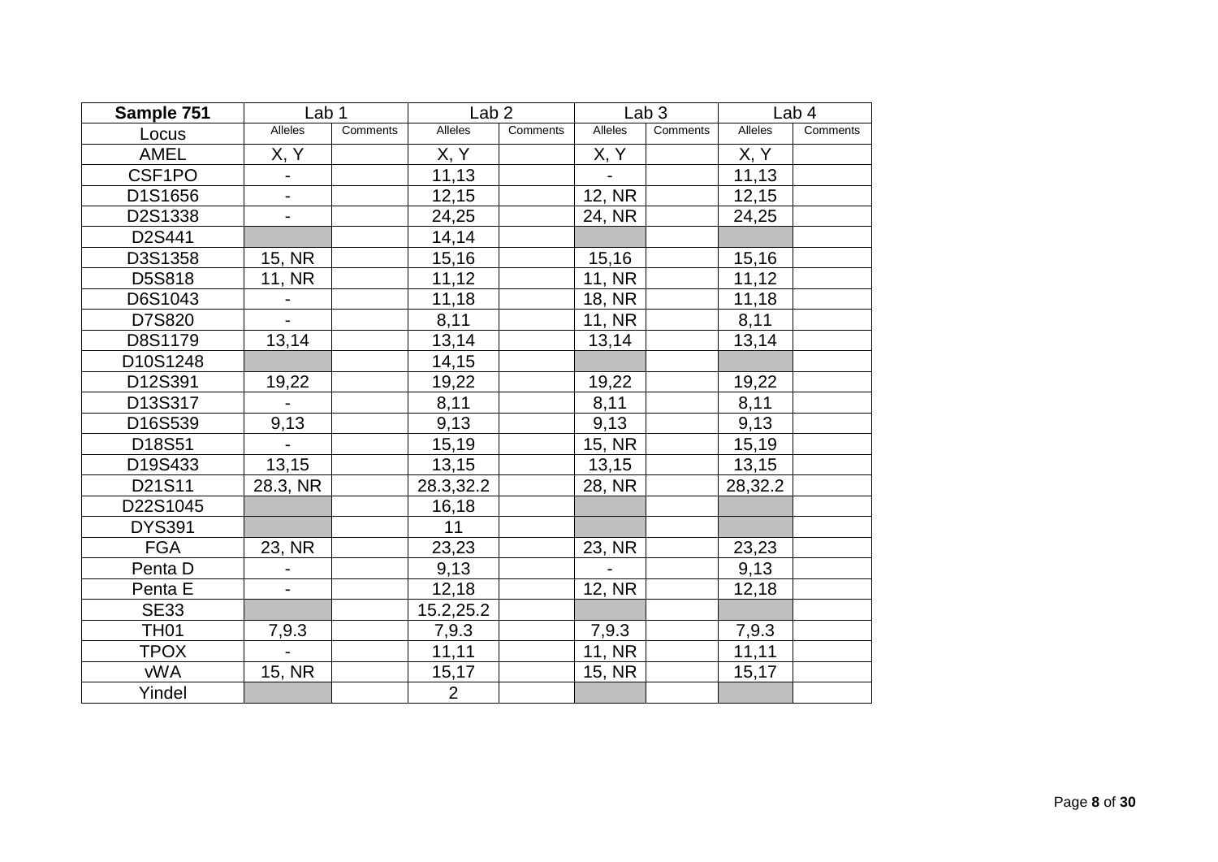| Sample 751 | Lab 1 | | Lab 2 | | Lab 3 | | Lab 4 | |
|---|---|---|---|---|---|---|---|---|
| Locus | Alleles | Comments | Alleles | Comments | Alleles | Comments | Alleles | Comments |
| AMEL | X, Y | | X, Y | | X, Y | | X, Y | |
| CSF1PO | - | | 11,13 | | - | | 11,13 | |
| D1S1656 | - | | 12,15 | | 12, NR | | 12,15 | |
| D2S1338 | - | | 24,25 | | 24, NR | | 24,25 | |
| D2S441 | | | 14,14 | | | | | |
| D3S1358 | 15, NR | | 15,16 | | 15,16 | | 15,16 | |
| D5S818 | 11, NR | | 11,12 | | 11, NR | | 11,12 | |
| D6S1043 | - | | 11,18 | | 18, NR | | 11,18 | |
| D7S820 | - | | 8,11 | | 11, NR | | 8,11 | |
| D8S1179 | 13,14 | | 13,14 | | 13,14 | | 13,14 | |
| D10S1248 | | | 14,15 | | | | | |
| D12S391 | 19,22 | | 19,22 | | 19,22 | | 19,22 | |
| D13S317 | - | | 8,11 | | 8,11 | | 8,11 | |
| D16S539 | 9,13 | | 9,13 | | 9,13 | | 9,13 | |
| D18S51 | - | | 15,19 | | 15, NR | | 15,19 | |
| D19S433 | 13,15 | | 13,15 | | 13,15 | | 13,15 | |
| D21S11 | 28.3, NR | | 28.3,32.2 | | 28, NR | | 28,32.2 | |
| D22S1045 | | | 16,18 | | | | | |
| DYS391 | | | 11 | | | | | |
| FGA | 23, NR | | 23,23 | | 23, NR | | 23,23 | |
| Penta D | - | | 9,13 | | - | | 9,13 | |
| Penta E | - | | 12,18 | | 12, NR | | 12,18 | |
| SE33 | | | 15.2,25.2 | | | | | |
| TH01 | 7,9.3 | | 7,9.3 | | 7,9.3 | | 7,9.3 | |
| TPOX | - | | 11,11 | | 11, NR | | 11,11 | |
| vWA | 15, NR | | 15,17 | | 15, NR | | 15,17 | |
| Yindel | | | 2 | | | | | |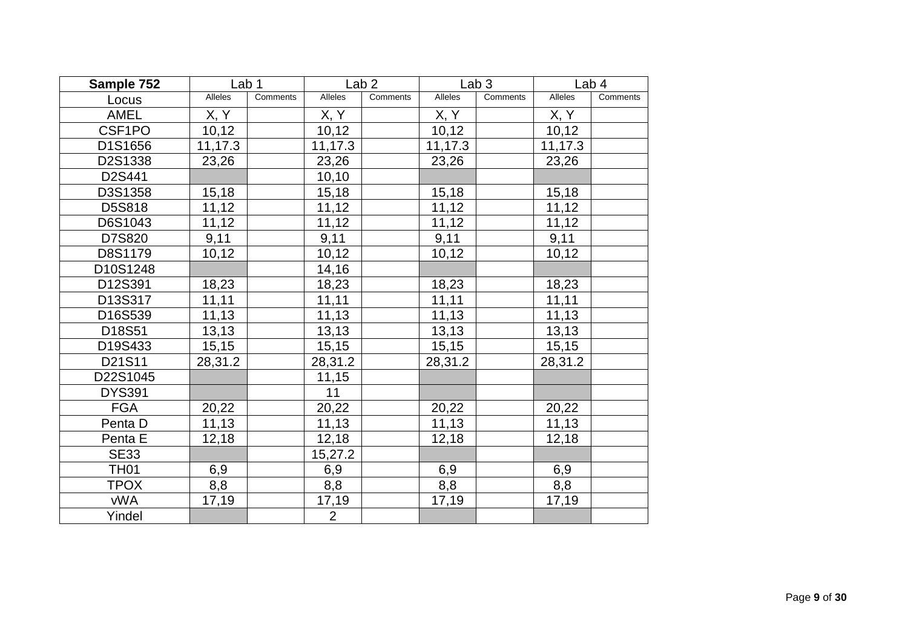| Sample 752 | Lab 1 | | Lab 2 | | Lab 3 | | Lab 4 | |
|---|---|---|---|---|---|---|---|---|
| Locus | Alleles | Comments | Alleles | Comments | Alleles | Comments | Alleles | Comments |
| AMEL | X, Y | | X, Y | | X, Y | | X, Y | |
| CSF1PO | 10,12 | | 10,12 | | 10,12 | | 10,12 | |
| D1S1656 | 11,17.3 | | 11,17.3 | | 11,17.3 | | 11,17.3 | |
| D2S1338 | 23,26 | | 23,26 | | 23,26 | | 23,26 | |
| D2S441 | | | 10,10 | | | | | |
| D3S1358 | 15,18 | | 15,18 | | 15,18 | | 15,18 | |
| D5S818 | 11,12 | | 11,12 | | 11,12 | | 11,12 | |
| D6S1043 | 11,12 | | 11,12 | | 11,12 | | 11,12 | |
| D7S820 | 9,11 | | 9,11 | | 9,11 | | 9,11 | |
| D8S1179 | 10,12 | | 10,12 | | 10,12 | | 10,12 | |
| D10S1248 | | | 14,16 | | | | | |
| D12S391 | 18,23 | | 18,23 | | 18,23 | | 18,23 | |
| D13S317 | 11,11 | | 11,11 | | 11,11 | | 11,11 | |
| D16S539 | 11,13 | | 11,13 | | 11,13 | | 11,13 | |
| D18S51 | 13,13 | | 13,13 | | 13,13 | | 13,13 | |
| D19S433 | 15,15 | | 15,15 | | 15,15 | | 15,15 | |
| D21S11 | 28,31.2 | | 28,31.2 | | 28,31.2 | | 28,31.2 | |
| D22S1045 | | | 11,15 | | | | | |
| DYS391 | | | 11 | | | | | |
| FGA | 20,22 | | 20,22 | | 20,22 | | 20,22 | |
| Penta D | 11,13 | | 11,13 | | 11,13 | | 11,13 | |
| Penta E | 12,18 | | 12,18 | | 12,18 | | 12,18 | |
| SE33 | | | 15,27.2 | | | | | |
| TH01 | 6,9 | | 6,9 | | 6,9 | | 6,9 | |
| TPOX | 8,8 | | 8,8 | | 8,8 | | 8,8 | |
| vWA | 17,19 | | 17,19 | | 17,19 | | 17,19 | |
| Yindel | | | 2 | | | | | |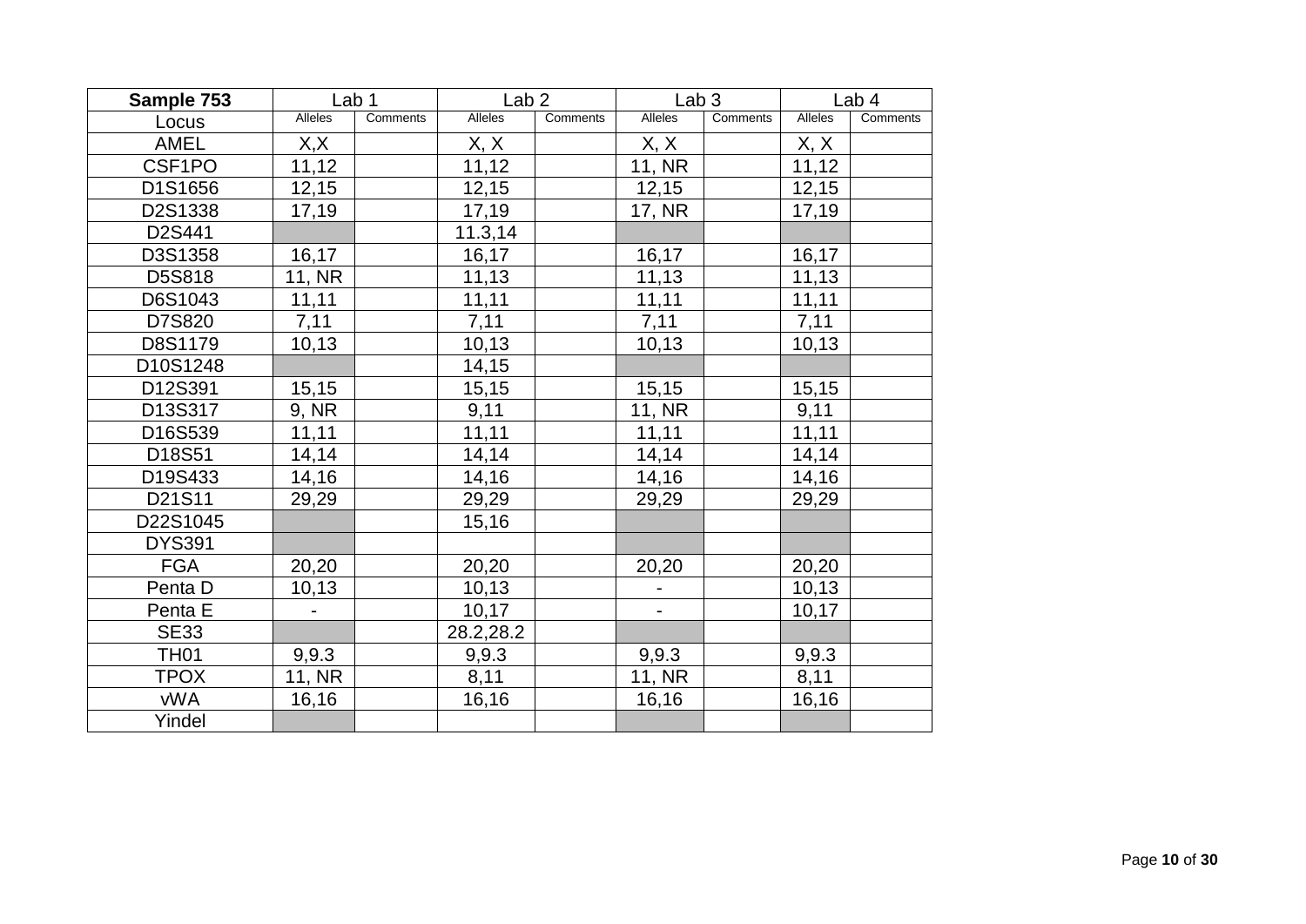| Sample 753 | Lab 1 | | Lab 2 | | Lab 3 | | Lab 4 | |
|---|---|---|---|---|---|---|---|---|
| Locus | Alleles | Comments | Alleles | Comments | Alleles | Comments | Alleles | Comments |
| AMEL | X,X | | X, X | | X, X | | X, X | |
| CSF1PO | 11,12 | | 11,12 | | 11, NR | | 11,12 | |
| D1S1656 | 12,15 | | 12,15 | | 12,15 | | 12,15 | |
| D2S1338 | 17,19 | | 17,19 | | 17, NR | | 17,19 | |
| D2S441 | | | 11.3,14 | | | | | |
| D3S1358 | 16,17 | | 16,17 | | 16,17 | | 16,17 | |
| D5S818 | 11, NR | | 11,13 | | 11,13 | | 11,13 | |
| D6S1043 | 11,11 | | 11,11 | | 11,11 | | 11,11 | |
| D7S820 | 7,11 | | 7,11 | | 7,11 | | 7,11 | |
| D8S1179 | 10,13 | | 10,13 | | 10,13 | | 10,13 | |
| D10S1248 | | | 14,15 | | | | | |
| D12S391 | 15,15 | | 15,15 | | 15,15 | | 15,15 | |
| D13S317 | 9, NR | | 9,11 | | 11, NR | | 9,11 | |
| D16S539 | 11,11 | | 11,11 | | 11,11 | | 11,11 | |
| D18S51 | 14,14 | | 14,14 | | 14,14 | | 14,14 | |
| D19S433 | 14,16 | | 14,16 | | 14,16 | | 14,16 | |
| D21S11 | 29,29 | | 29,29 | | 29,29 | | 29,29 | |
| D22S1045 | | | 15,16 | | | | | |
| DYS391 | | | | | | | | |
| FGA | 20,20 | | 20,20 | | 20,20 | | 20,20 | |
| Penta D | 10,13 | | 10,13 | | - | | 10,13 | |
| Penta E | - | | 10,17 | | - | | 10,17 | |
| SE33 | | | 28.2,28.2 | | | | | |
| TH01 | 9,9.3 | | 9,9.3 | | 9,9.3 | | 9,9.3 | |
| TPOX | 11, NR | | 8,11 | | 11, NR | | 8,11 | |
| vWA | 16,16 | | 16,16 | | 16,16 | | 16,16 | |
| Yindel | | | | | | | | |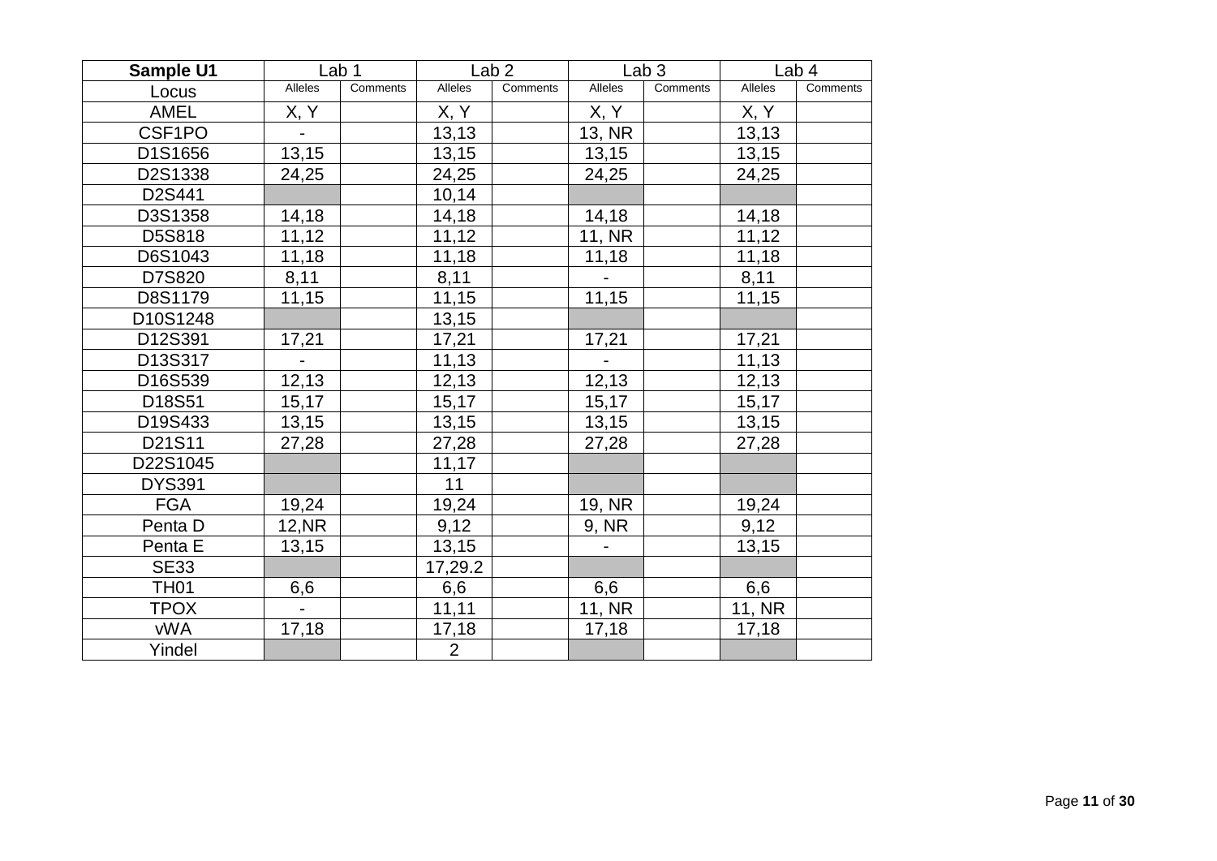| Sample U1 | Lab 1 | | Lab 2 | | Lab 3 | | Lab 4 | |
|---|---|---|---|---|---|---|---|---|
| Locus | Alleles | Comments | Alleles | Comments | Alleles | Comments | Alleles | Comments |
| AMEL | X, Y | | X, Y | | X, Y | | X, Y | |
| CSF1PO | - | | 13,13 | | 13, NR | | 13,13 | |
| D1S1656 | 13,15 | | 13,15 | | 13,15 | | 13,15 | |
| D2S1338 | 24,25 | | 24,25 | | 24,25 | | 24,25 | |
| D2S441 | | | 10,14 | | | | | |
| D3S1358 | 14,18 | | 14,18 | | 14,18 | | 14,18 | |
| D5S818 | 11,12 | | 11,12 | | 11, NR | | 11,12 | |
| D6S1043 | 11,18 | | 11,18 | | 11,18 | | 11,18 | |
| D7S820 | 8,11 | | 8,11 | | - | | 8,11 | |
| D8S1179 | 11,15 | | 11,15 | | 11,15 | | 11,15 | |
| D10S1248 | | | 13,15 | | | | | |
| D12S391 | 17,21 | | 17,21 | | 17,21 | | 17,21 | |
| D13S317 | - | | 11,13 | | - | | 11,13 | |
| D16S539 | 12,13 | | 12,13 | | 12,13 | | 12,13 | |
| D18S51 | 15,17 | | 15,17 | | 15,17 | | 15,17 | |
| D19S433 | 13,15 | | 13,15 | | 13,15 | | 13,15 | |
| D21S11 | 27,28 | | 27,28 | | 27,28 | | 27,28 | |
| D22S1045 | | | 11,17 | | | | | |
| DYS391 | | | 11 | | | | | |
| FGA | 19,24 | | 19,24 | | 19, NR | | 19,24 | |
| Penta D | 12,NR | | 9,12 | | 9, NR | | 9,12 | |
| Penta E | 13,15 | | 13,15 | | - | | 13,15 | |
| SE33 | | | 17,29.2 | | | | | |
| TH01 | 6,6 | | 6,6 | | 6,6 | | 6,6 | |
| TPOX | - | | 11,11 | | 11, NR | | 11, NR | |
| vWA | 17,18 | | 17,18 | | 17,18 | | 17,18 | |
| Yindel | | | 2 | | | | | |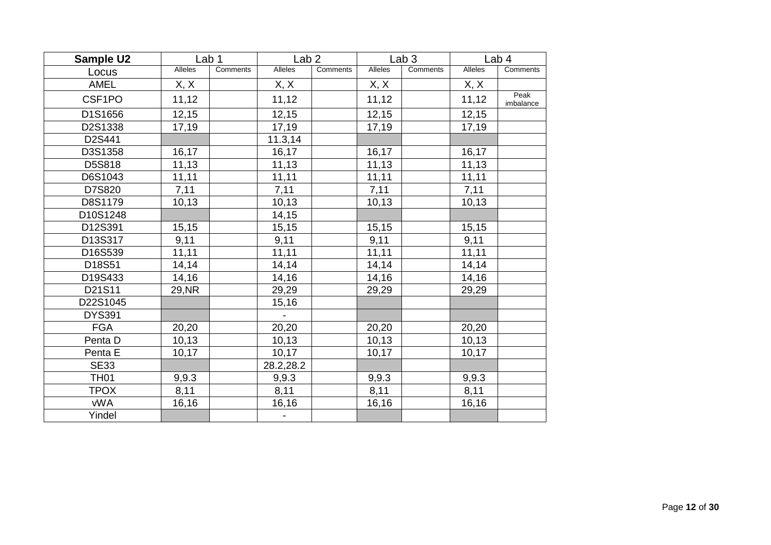| Sample U2 | Lab 1 | | Lab 2 | | Lab 3 | | Lab 4 | |
|---|---|---|---|---|---|---|---|---|
| Locus | Alleles | Comments | Alleles | Comments | Alleles | Comments | Alleles | Comments |
| AMEL | X, X | | X, X | | X, X | | X, X | |
| CSF1PO | 11,12 | | 11,12 | | 11,12 | | 11,12 | Peak imbalance |
| D1S1656 | 12,15 | | 12,15 | | 12,15 | | 12,15 | |
| D2S1338 | 17,19 | | 17,19 | | 17,19 | | 17,19 | |
| D2S441 | | | 11.3,14 | | | | | |
| D3S1358 | 16,17 | | 16,17 | | 16,17 | | 16,17 | |
| D5S818 | 11,13 | | 11,13 | | 11,13 | | 11,13 | |
| D6S1043 | 11,11 | | 11,11 | | 11,11 | | 11,11 | |
| D7S820 | 7,11 | | 7,11 | | 7,11 | | 7,11 | |
| D8S1179 | 10,13 | | 10,13 | | 10,13 | | 10,13 | |
| D10S1248 | | | 14,15 | | | | | |
| D12S391 | 15,15 | | 15,15 | | 15,15 | | 15,15 | |
| D13S317 | 9,11 | | 9,11 | | 9,11 | | 9,11 | |
| D16S539 | 11,11 | | 11,11 | | 11,11 | | 11,11 | |
| D18S51 | 14,14 | | 14,14 | | 14,14 | | 14,14 | |
| D19S433 | 14,16 | | 14,16 | | 14,16 | | 14,16 | |
| D21S11 | 29,NR | | 29,29 | | 29,29 | | 29,29 | |
| D22S1045 | | | 15,16 | | | | | |
| DYS391 | | | - | | | | | |
| FGA | 20,20 | | 20,20 | | 20,20 | | 20,20 | |
| Penta D | 10,13 | | 10,13 | | 10,13 | | 10,13 | |
| Penta E | 10,17 | | 10,17 | | 10,17 | | 10,17 | |
| SE33 | | | 28.2,28.2 | | | | | |
| TH01 | 9,9.3 | | 9,9.3 | | 9,9.3 | | 9,9.3 | |
| TPOX | 8,11 | | 8,11 | | 8,11 | | 8,11 | |
| vWA | 16,16 | | 16,16 | | 16,16 | | 16,16 | |
| Yindel | | | - | | | | | |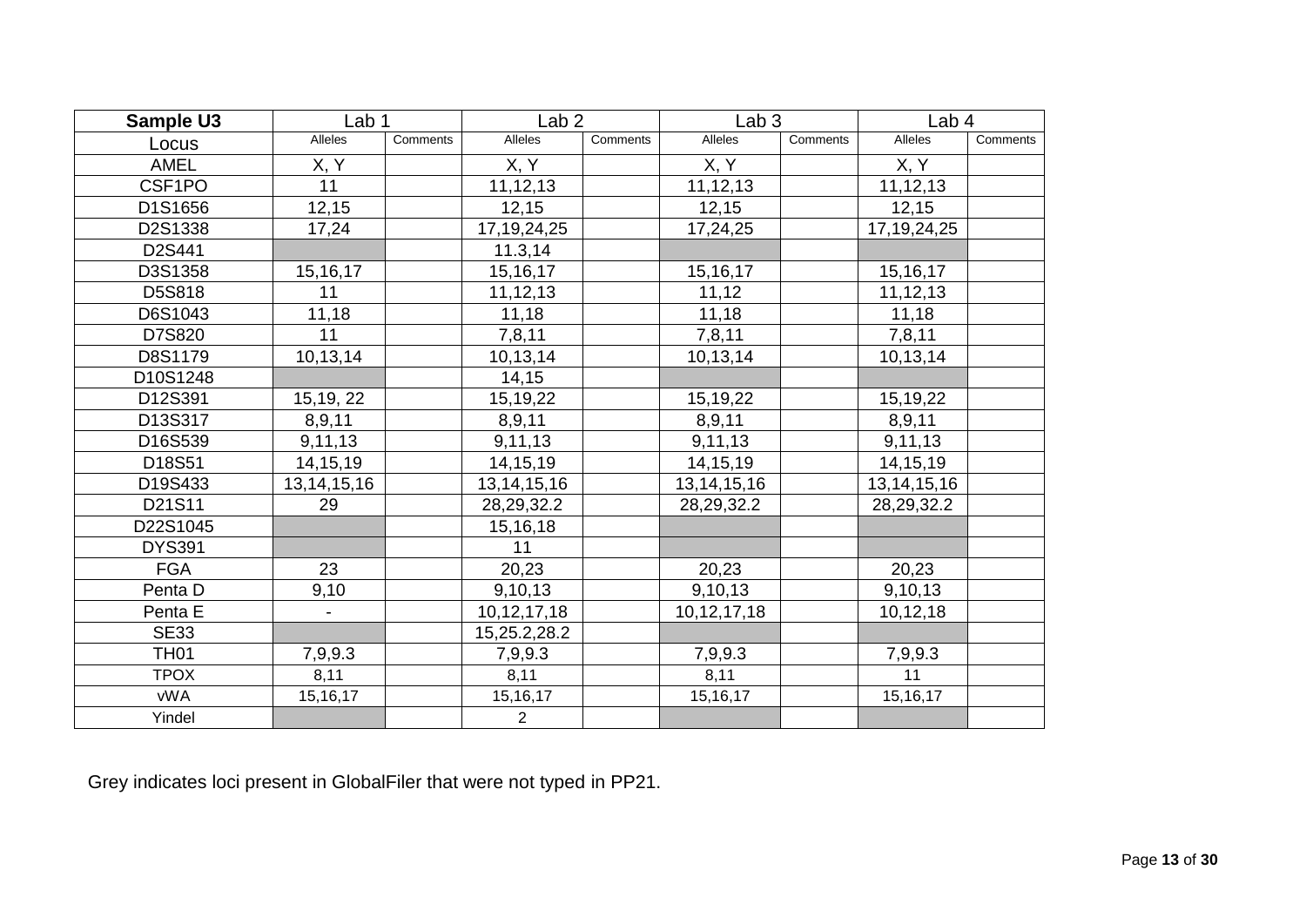| Sample U3 | Lab 1 | | Lab 2 | | Lab 3 | | Lab 4 | |
|---|---|---|---|---|---|---|---|---|
| Locus | Alleles | Comments | Alleles | Comments | Alleles | Comments | Alleles | Comments |
| AMEL | X, Y | | X, Y | | X, Y | | X, Y | |
| CSF1PO | 11 | | 11,12,13 | | 11,12,13 | | 11,12,13 | |
| D1S1656 | 12,15 | | 12,15 | | 12,15 | | 12,15 | |
| D2S1338 | 17,24 | | 17,19,24,25 | | 17,24,25 | | 17,19,24,25 | |
| D2S441 | | | 11.3,14 | | | | | |
| D3S1358 | 15,16,17 | | 15,16,17 | | 15,16,17 | | 15,16,17 | |
| D5S818 | 11 | | 11,12,13 | | 11,12 | | 11,12,13 | |
| D6S1043 | 11,18 | | 11,18 | | 11,18 | | 11,18 | |
| D7S820 | 11 | | 7,8,11 | | 7,8,11 | | 7,8,11 | |
| D8S1179 | 10,13,14 | | 10,13,14 | | 10,13,14 | | 10,13,14 | |
| D10S1248 | | | 14,15 | | | | | |
| D12S391 | 15,19, 22 | | 15,19,22 | | 15,19,22 | | 15,19,22 | |
| D13S317 | 8,9,11 | | 8,9,11 | | 8,9,11 | | 8,9,11 | |
| D16S539 | 9,11,13 | | 9,11,13 | | 9,11,13 | | 9,11,13 | |
| D18S51 | 14,15,19 | | 14,15,19 | | 14,15,19 | | 14,15,19 | |
| D19S433 | 13,14,15,16 | | 13,14,15,16 | | 13,14,15,16 | | 13,14,15,16 | |
| D21S11 | 29 | | 28,29,32.2 | | 28,29,32.2 | | 28,29,32.2 | |
| D22S1045 | | | 15,16,18 | | | | | |
| DYS391 | | | 11 | | | | | |
| FGA | 23 | | 20,23 | | 20,23 | | 20,23 | |
| Penta D | 9,10 | | 9,10,13 | | 9,10,13 | | 9,10,13 | |
| Penta E | - | | 10,12,17,18 | | 10,12,17,18 | | 10,12,18 | |
| SE33 | | | 15,25.2,28.2 | | | | | |
| TH01 | 7,9,9.3 | | 7,9,9.3 | | 7,9,9.3 | | 7,9,9.3 | |
| TPOX | 8,11 | | 8,11 | | 8,11 | | 11 | |
| vWA | 15,16,17 | | 15,16,17 | | 15,16,17 | | 15,16,17 | |
| Yindel | | | 2 | | | | | |

Grey indicates loci present in GlobalFiler that were not typed in PP21.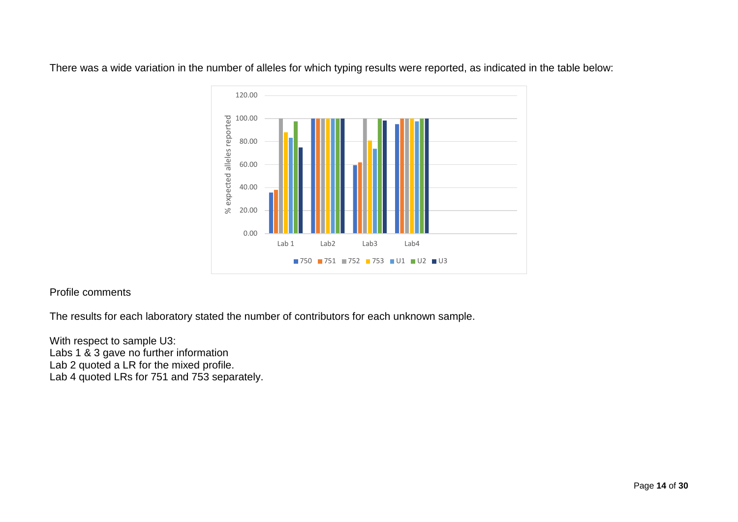There was a wide variation in the number of alleles for which typing results were reported, as indicated in the table below:

Profile comments

The results for each laboratory stated the number of contributors for each unknown sample.

With respect to sample U3:
Labs 1 & 3 gave no further information
Lab 2 quoted a LR for the mixed profile.
Lab 4 quoted LRs for 751 and 753 separately.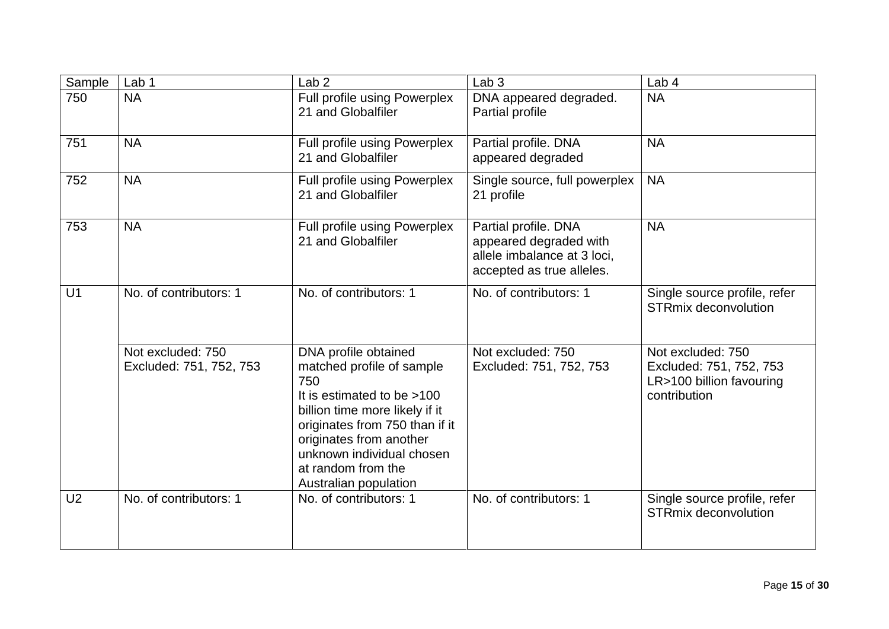| Sample | Lab 1 | Lab 2 | Lab 3 | Lab 4 |
|---|---|---|---|---|
| 750 | NA | Full profile using Powerplex 21 and Globalfiler | DNA appeared degraded. Partial profile | NA |
| 751 | NA | Full profile using Powerplex 21 and Globalfiler | Partial profile. DNA appeared degraded | NA |
| 752 | NA | Full profile using Powerplex 21 and Globalfiler | Single source, full powerplex 21 profile | NA |
| 753 | NA | Full profile using Powerplex 21 and Globalfiler | Partial profile. DNA appeared degraded with allele imbalance at 3 loci, accepted as true alleles. | NA |
| U1 | No. of contributors: 1 | No. of contributors: 1 | No. of contributors: 1 | Single source profile, refer STRmix deconvolution |
| | Not excluded: 750<br>Excluded: 751, 752, 753 | DNA profile obtained matched profile of sample 750<br>It is estimated to be >100 billion time more likely if it originates from 750 than if it originates from another unknown individual chosen at random from the Australian population | Not excluded: 750<br>Excluded: 751, 752, 753 | Not excluded: 750<br>Excluded: 751, 752, 753<br>LR>100 billion favouring contribution |
| U2 | No. of contributors: 1 | No. of contributors: 1 | No. of contributors: 1 | Single source profile, refer STRmix deconvolution |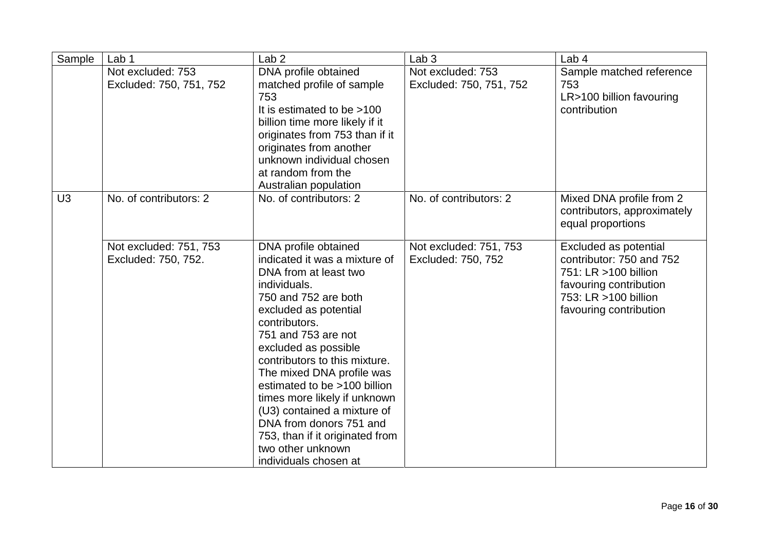| Sample | Lab 1 | Lab 2 | Lab 3 | Lab 4 |
|---|---|---|---|---|
| | Not excluded: 753<br>Excluded: 750, 751, 752 | DNA profile obtained matched profile of sample 753<br>It is estimated to be >100 billion time more likely if it originates from 753 than if it originates from another unknown individual chosen at random from the Australian population | Not excluded: 753<br>Excluded: 750, 751, 752 | Sample matched reference 753<br>LR>100 billion favouring contribution |
| U3 | No. of contributors: 2 | No. of contributors: 2 | No. of contributors: 2 | Mixed DNA profile from 2 contributors, approximately equal proportions |
| | Not excluded: 751, 753<br>Excluded: 750, 752. | DNA profile obtained indicated it was a mixture of DNA from at least two individuals.<br>750 and 752 are both excluded as potential contributors.<br>751 and 753 are not excluded as possible contributors to this mixture.<br>The mixed DNA profile was estimated to be >100 billion times more likely if unknown (U3) contained a mixture of DNA from donors 751 and 753, than if it originated from two other unknown individuals chosen at | Not excluded: 751, 753<br>Excluded: 750, 752 | Excluded as potential contributor: 750 and 752<br>751: LR >100 billion favouring contribution<br>753: LR >100 billion favouring contribution |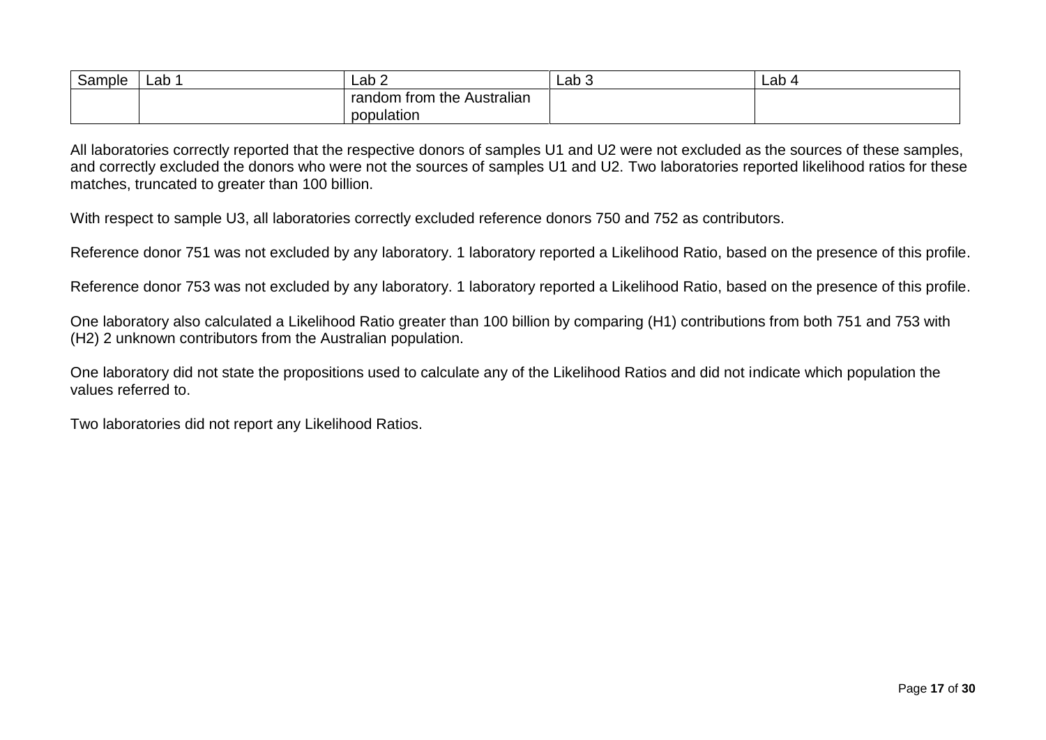| Sample | Lab 1 | Lab 2 | Lab 3 | Lab 4 |
|---|---|---|---|---|
| | | random from the Australian population | | |

All laboratories correctly reported that the respective donors of samples U1 and U2 were not excluded as the sources of these samples, and correctly excluded the donors who were not the sources of samples U1 and U2. Two laboratories reported likelihood ratios for these matches, truncated to greater than 100 billion.

With respect to sample U3, all laboratories correctly excluded reference donors 750 and 752 as contributors.

Reference donor 751 was not excluded by any laboratory. 1 laboratory reported a Likelihood Ratio, based on the presence of this profile.

Reference donor 753 was not excluded by any laboratory. 1 laboratory reported a Likelihood Ratio, based on the presence of this profile.

One laboratory also calculated a Likelihood Ratio greater than 100 billion by comparing (H1) contributions from both 751 and 753 with (H2) 2 unknown contributors from the Australian population.

One laboratory did not state the propositions used to calculate any of the Likelihood Ratios and did not indicate which population the values referred to.

Two laboratories did not report any Likelihood Ratios.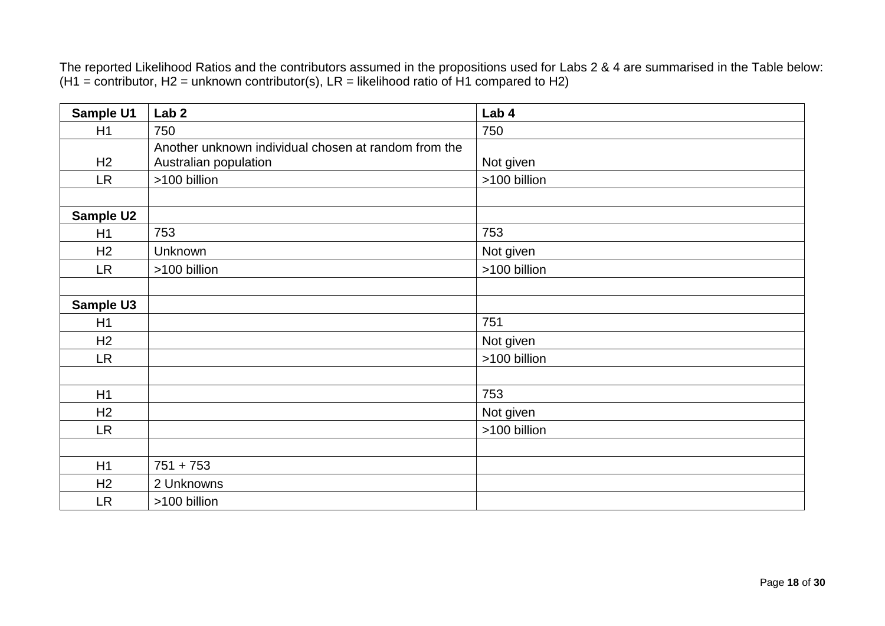The reported Likelihood Ratios and the contributors assumed in the propositions used for Labs 2 & 4 are summarised in the Table below:
(H1 = contributor, H2 = unknown contributor(s), LR = likelihood ratio of H1 compared to H2)

| **Sample U1** | **Lab 2** | **Lab 4** |
|---|---|---|
| H1 | 750 | 750 |
| H2 | Another unknown individual chosen at random from the Australian population | Not given |
| LR | >100 billion | >100 billion |
| | | |
| **Sample U2** | | |
| H1 | 753 | 753 |
| H2 | Unknown | Not given |
| LR | >100 billion | >100 billion |
| | | |
| **Sample U3** | | |
| H1 | | 751 |
| H2 | | Not given |
| LR | | >100 billion |
| | | |
| H1 | | 753 |
| H2 | | Not given |
| LR | | >100 billion |
| | | |
| H1 | 751 + 753 | |
| H2 | 2 Unknowns | |
| LR | >100 billion | |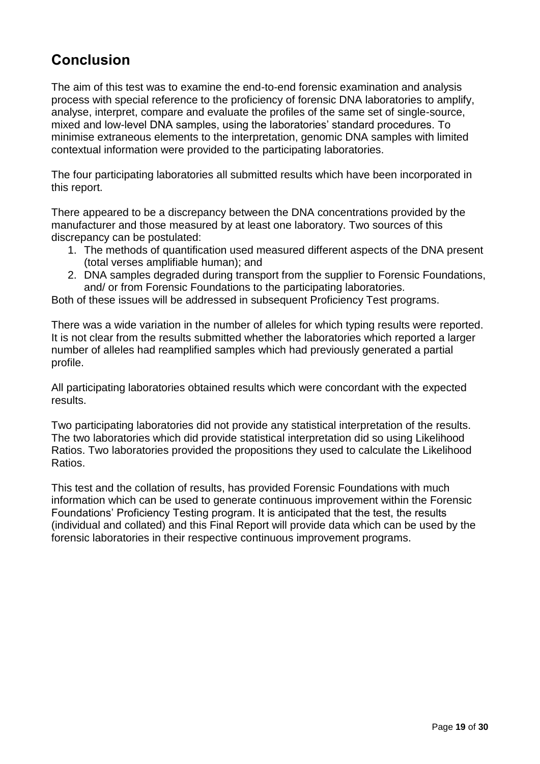## Conclusion

The aim of this test was to examine the end-to-end forensic examination and analysis process with special reference to the proficiency of forensic DNA laboratories to amplify, analyse, interpret, compare and evaluate the profiles of the same set of single-source, mixed and low-level DNA samples, using the laboratories' standard procedures. To minimise extraneous elements to the interpretation, genomic DNA samples with limited contextual information were provided to the participating laboratories.

The four participating laboratories all submitted results which have been incorporated in this report.

There appeared to be a discrepancy between the DNA concentrations provided by the manufacturer and those measured by at least one laboratory. Two sources of this discrepancy can be postulated:

1. The methods of quantification used measured different aspects of the DNA present (total verses amplifiable human); and
2. DNA samples degraded during transport from the supplier to Forensic Foundations, and/ or from Forensic Foundations to the participating laboratories.

Both of these issues will be addressed in subsequent Proficiency Test programs.

There was a wide variation in the number of alleles for which typing results were reported. It is not clear from the results submitted whether the laboratories which reported a larger number of alleles had reamplified samples which had previously generated a partial profile.

All participating laboratories obtained results which were concordant with the expected results.

Two participating laboratories did not provide any statistical interpretation of the results. The two laboratories which did provide statistical interpretation did so using Likelihood Ratios. Two laboratories provided the propositions they used to calculate the Likelihood Ratios.

This test and the collation of results, has provided Forensic Foundations with much information which can be used to generate continuous improvement within the Forensic Foundations' Proficiency Testing program. It is anticipated that the test, the results (individual and collated) and this Final Report will provide data which can be used by the forensic laboratories in their respective continuous improvement programs.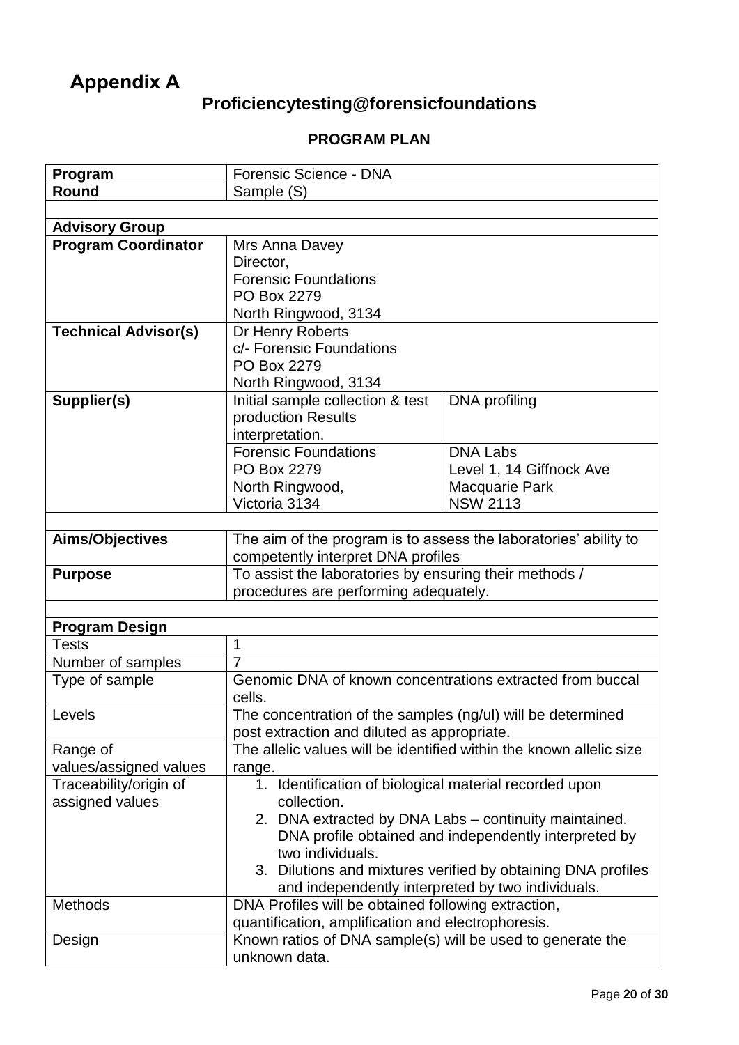# Appendix A

## Proficiencytesting@forensicfoundations

### PROGRAM PLAN

| **Program** | Forensic Science - DNA | |
|---|---|---|
| **Round** | Sample (S) | |
| | | |
| **Advisory Group** | | |
| **Program Coordinator** | Mrs Anna Davey<br>Director,<br>Forensic Foundations<br>PO Box 2279<br>North Ringwood, 3134 | |
| **Technical Advisor(s)** | Dr Henry Roberts<br>c/- Forensic Foundations<br>PO Box 2279<br>North Ringwood, 3134 | |
| **Supplier(s)** | Initial sample collection & test production Results interpretation. | DNA profiling |
| | Forensic Foundations<br>PO Box 2279<br>North Ringwood,<br>Victoria 3134 | DNA Labs<br>Level 1, 14 Giffnock Ave<br>Macquarie Park<br>NSW 2113 |
| | | |
| **Aims/Objectives** | The aim of the program is to assess the laboratories' ability to competently interpret DNA profiles | |
| **Purpose** | To assist the laboratories by ensuring their methods / procedures are performing adequately. | |
| | | |
| **Program Design** | | |
| Tests | 1 | |
| Number of samples | 7 | |
| Type of sample | Genomic DNA of known concentrations extracted from buccal cells. | |
| Levels | The concentration of the samples (ng/ul) will be determined post extraction and diluted as appropriate. | |
| Range of values/assigned values | The allelic values will be identified within the known allelic size range. | |
| Traceability/origin of assigned values | 1. Identification of biological material recorded upon collection.<br>2. DNA extracted by DNA Labs – continuity maintained. DNA profile obtained and independently interpreted by two individuals.<br>3. Dilutions and mixtures verified by obtaining DNA profiles and independently interpreted by two individuals. | |
| Methods | DNA Profiles will be obtained following extraction, quantification, amplification and electrophoresis. | |
| Design | Known ratios of DNA sample(s) will be used to generate the unknown data. | |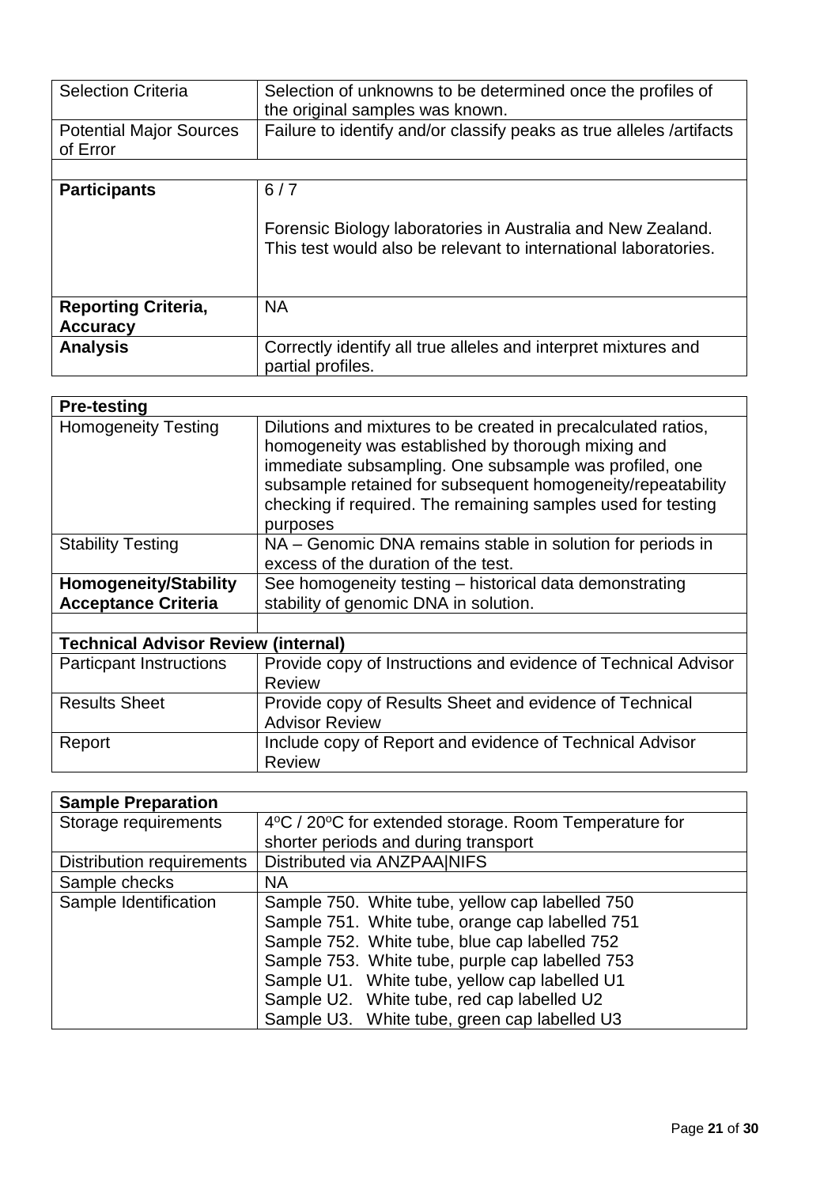| | |
|---|---|
| Selection Criteria | Selection of unknowns to be determined once the profiles of the original samples was known. |
| Potential Major Sources of Error | Failure to identify and/or classify peaks as true alleles /artifacts |
| | |
| **Participants** | 6 / 7<br><br>Forensic Biology laboratories in Australia and New Zealand. This test would also be relevant to international laboratories. |
| **Reporting Criteria, Accuracy** | NA |
| **Analysis** | Correctly identify all true alleles and interpret mixtures and partial profiles. |

| **Pre-testing** | |
|---|---|
| Homogeneity Testing | Dilutions and mixtures to be created in precalculated ratios, homogeneity was established by thorough mixing and immediate subsampling. One subsample was profiled, one subsample retained for subsequent homogeneity/repeatability checking if required. The remaining samples used for testing purposes |
| Stability Testing | NA – Genomic DNA remains stable in solution for periods in excess of the duration of the test. |
| **Homogeneity/Stability Acceptance Criteria** | See homogeneity testing – historical data demonstrating stability of genomic DNA in solution. |
| | |
| **Technical Advisor Review (internal)** | |
| Particpant Instructions | Provide copy of Instructions and evidence of Technical Advisor Review |
| Results Sheet | Provide copy of Results Sheet and evidence of Technical Advisor Review |
| Report | Include copy of Report and evidence of Technical Advisor Review |

| **Sample Preparation** | |
|---|---|
| Storage requirements | 4°C / 20°C for extended storage. Room Temperature for shorter periods and during transport |
| Distribution requirements | Distributed via ANZPAA\|NIFS |
| Sample checks | NA |
| Sample Identification | Sample 750. White tube, yellow cap labelled 750<br>Sample 751. White tube, orange cap labelled 751<br>Sample 752. White tube, blue cap labelled 752<br>Sample 753. White tube, purple cap labelled 753<br>Sample U1. White tube, yellow cap labelled U1<br>Sample U2. White tube, red cap labelled U2<br>Sample U3. White tube, green cap labelled U3 |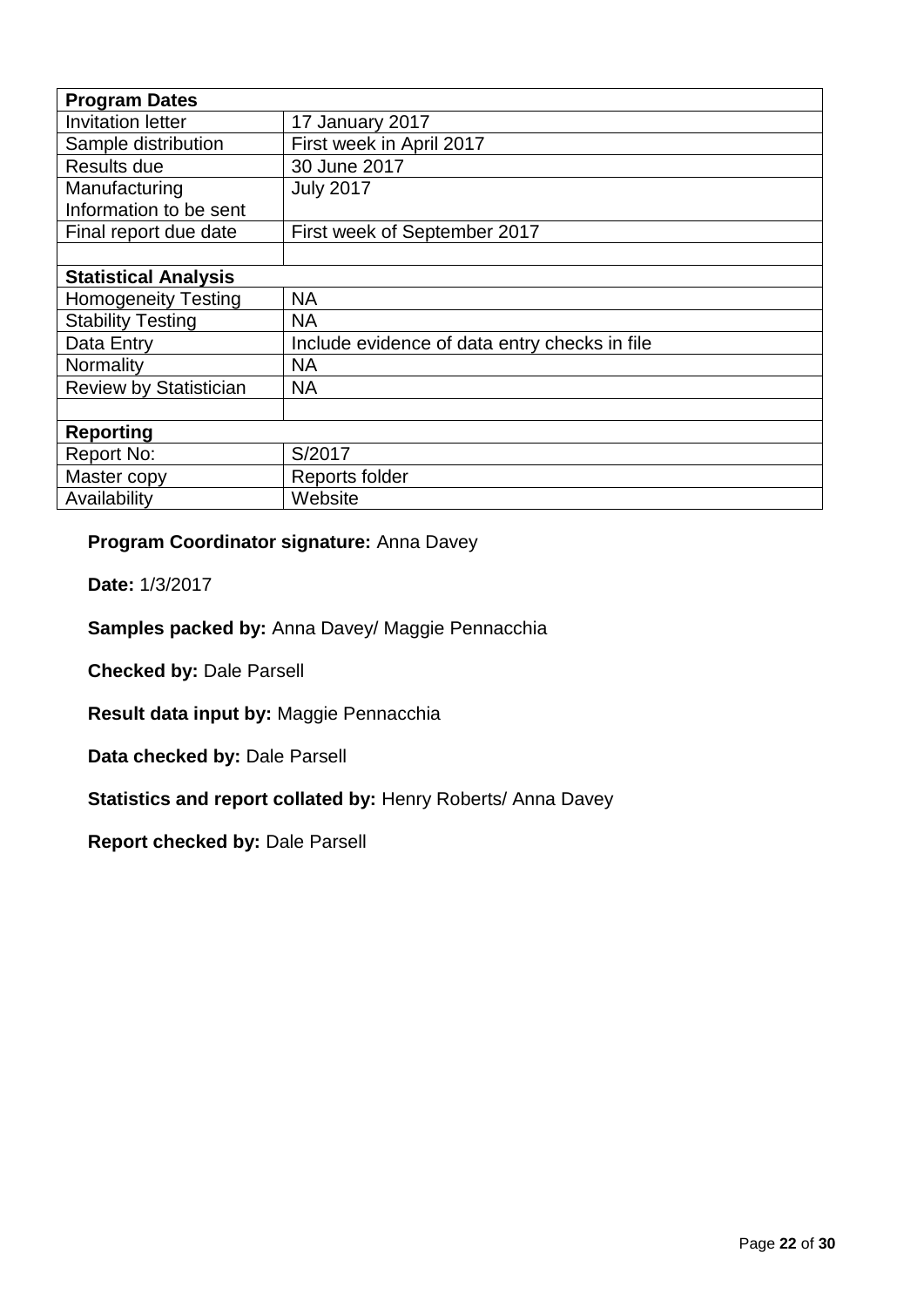| **Program Dates** | |
|---|---|
| Invitation letter | 17 January 2017 |
| Sample distribution | First week in April 2017 |
| Results due | 30 June 2017 |
| Manufacturing Information to be sent | July 2017 |
| Final report due date | First week of September 2017 |
| | |
| **Statistical Analysis** | |
| Homogeneity Testing | NA |
| Stability Testing | NA |
| Data Entry | Include evidence of data entry checks in file |
| Normality | NA |
| Review by Statistician | NA |
| | |
| **Reporting** | |
| Report No: | S/2017 |
| Master copy | Reports folder |
| Availability | Website |

**Program Coordinator signature:** Anna Davey

**Date:** 1/3/2017

**Samples packed by:** Anna Davey/ Maggie Pennacchia

**Checked by:** Dale Parsell

**Result data input by:** Maggie Pennacchia

**Data checked by:** Dale Parsell

**Statistics and report collated by:** Henry Roberts/ Anna Davey

**Report checked by:** Dale Parsell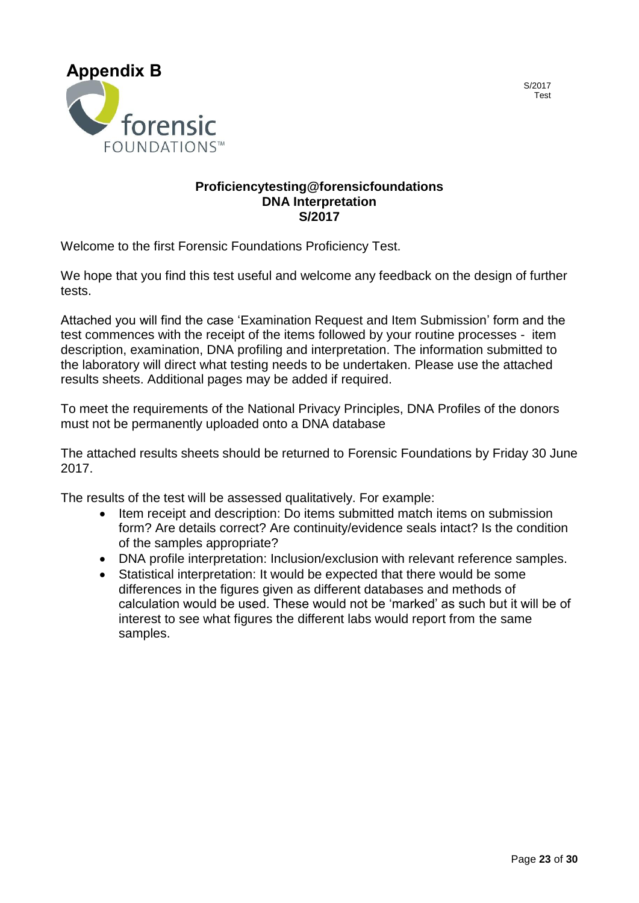# Appendix B

forensic FOUNDATIONS™

S/2017
Test

**Proficiencytesting@forensicfoundations**
**DNA Interpretation**
**S/2017**

Welcome to the first Forensic Foundations Proficiency Test.

We hope that you find this test useful and welcome any feedback on the design of further tests.

Attached you will find the case 'Examination Request and Item Submission' form and the test commences with the receipt of the items followed by your routine processes - item description, examination, DNA profiling and interpretation. The information submitted to the laboratory will direct what testing needs to be undertaken. Please use the attached results sheets. Additional pages may be added if required.

To meet the requirements of the National Privacy Principles, DNA Profiles of the donors must not be permanently uploaded onto a DNA database

The attached results sheets should be returned to Forensic Foundations by Friday 30 June 2017.

The results of the test will be assessed qualitatively. For example:

- Item receipt and description: Do items submitted match items on submission form? Are details correct? Are continuity/evidence seals intact? Is the condition of the samples appropriate?
- DNA profile interpretation: Inclusion/exclusion with relevant reference samples.
- Statistical interpretation: It would be expected that there would be some differences in the figures given as different databases and methods of calculation would be used. These would not be 'marked' as such but it will be of interest to see what figures the different labs would report from the same samples.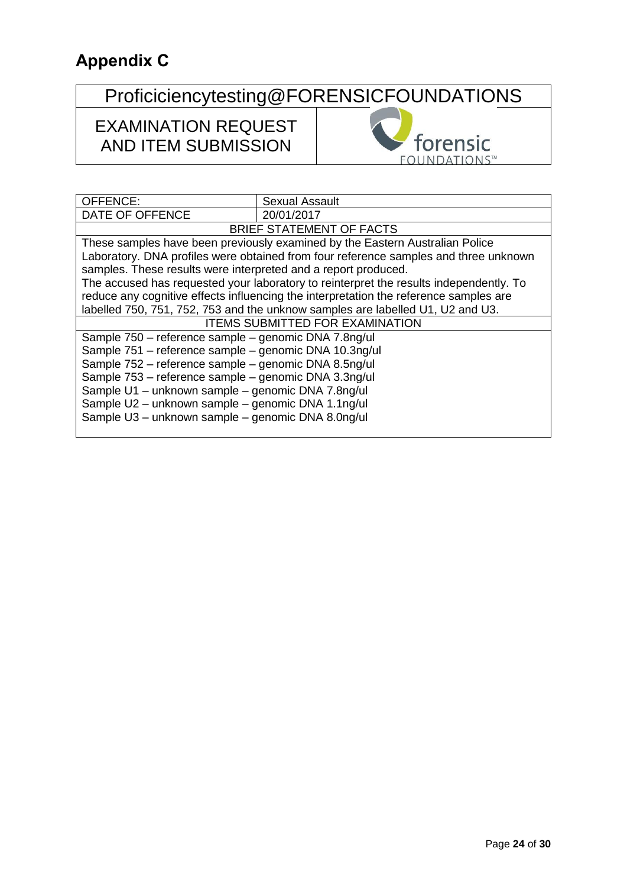# Appendix C

| Proficiciencytesting@FORENSICFOUNDATIONS | |
|---|---|
| EXAMINATION REQUEST AND ITEM SUBMISSION | forensic FOUNDATIONS™ |

| OFFENCE: | Sexual Assault |
|---|---|
| DATE OF OFFENCE | 20/01/2017 |
| **BRIEF STATEMENT OF FACTS** | |
| These samples have been previously examined by the Eastern Australian Police Laboratory. DNA profiles were obtained from four reference samples and three unknown samples. These results were interpreted and a report produced.<br>The accused has requested your laboratory to reinterpret the results independently. To reduce any cognitive effects influencing the interpretation the reference samples are labelled 750, 751, 752, 753 and the unknow samples are labelled U1, U2 and U3. | |
| **ITEMS SUBMITTED FOR EXAMINATION** | |
| Sample 750 – reference sample – genomic DNA 7.8ng/ul<br>Sample 751 – reference sample – genomic DNA 10.3ng/ul<br>Sample 752 – reference sample – genomic DNA 8.5ng/ul<br>Sample 753 – reference sample – genomic DNA 3.3ng/ul<br>Sample U1 – unknown sample – genomic DNA 7.8ng/ul<br>Sample U2 – unknown sample – genomic DNA 1.1ng/ul<br>Sample U3 – unknown sample – genomic DNA 8.0ng/ul | |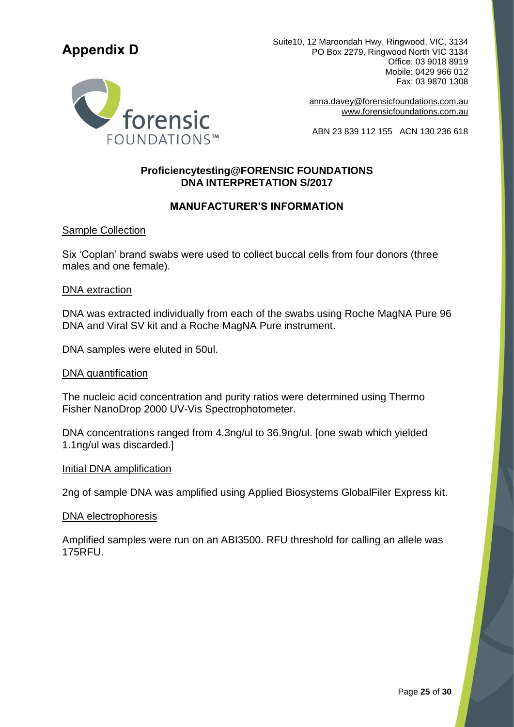# Appendix D

Suite10, 12 Maroondah Hwy, Ringwood, VIC, 3134
PO Box 2279, Ringwood North VIC 3134
Office: 03 9018 8919
Mobile: 0429 966 012
Fax: 03 9870 1308

anna.davey@forensicfoundations.com.au
www.forensicfoundations.com.au

ABN 23 839 112 155   ACN 130 236 618

**Proficiencytesting@FORENSIC FOUNDATIONS**
**DNA INTERPRETATION S/2017**

**MANUFACTURER'S INFORMATION**

Sample Collection

Six 'Coplan' brand swabs were used to collect buccal cells from four donors (three males and one female).

DNA extraction

DNA was extracted individually from each of the swabs using Roche MagNA Pure 96 DNA and Viral SV kit and a Roche MagNA Pure instrument.

DNA samples were eluted in 50ul.

DNA quantification

The nucleic acid concentration and purity ratios were determined using Thermo Fisher NanoDrop 2000 UV-Vis Spectrophotometer.

DNA concentrations ranged from 4.3ng/ul to 36.9ng/ul. [one swab which yielded 1.1ng/ul was discarded.]

Initial DNA amplification

2ng of sample DNA was amplified using Applied Biosystems GlobalFiler Express kit.

DNA electrophoresis

Amplified samples were run on an ABI3500. RFU threshold for calling an allele was 175RFU.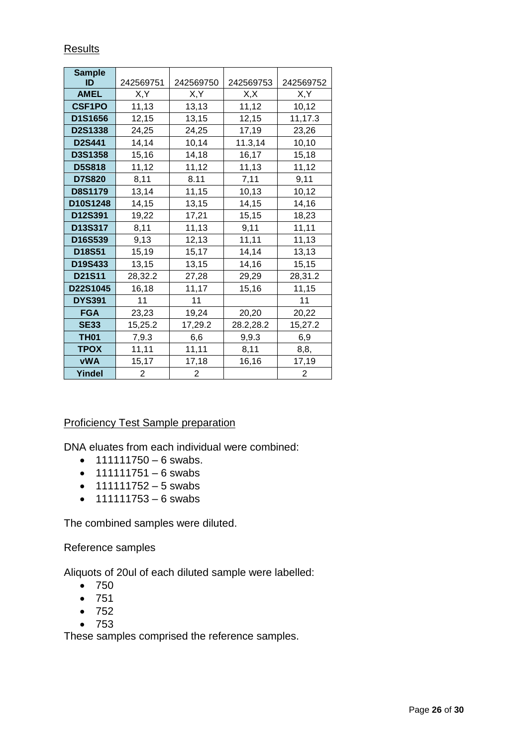Results

| Sample ID | 242569751 | 242569750 | 242569753 | 242569752 |
|---|---|---|---|---|
| **AMEL** | X,Y | X,Y | X,X | X,Y |
| **CSF1PO** | 11,13 | 13,13 | 11,12 | 10,12 |
| **D1S1656** | 12,15 | 13,15 | 12,15 | 11,17.3 |
| **D2S1338** | 24,25 | 24,25 | 17,19 | 23,26 |
| **D2S441** | 14,14 | 10,14 | 11.3,14 | 10,10 |
| **D3S1358** | 15,16 | 14,18 | 16,17 | 15,18 |
| **D5S818** | 11,12 | 11,12 | 11,13 | 11,12 |
| **D7S820** | 8,11 | 8.11 | 7,11 | 9,11 |
| **D8S1179** | 13,14 | 11,15 | 10,13 | 10,12 |
| **D10S1248** | 14,15 | 13,15 | 14,15 | 14,16 |
| **D12S391** | 19,22 | 17,21 | 15,15 | 18,23 |
| **D13S317** | 8,11 | 11,13 | 9,11 | 11,11 |
| **D16S539** | 9,13 | 12,13 | 11,11 | 11,13 |
| **D18S51** | 15,19 | 15,17 | 14,14 | 13,13 |
| **D19S433** | 13,15 | 13,15 | 14,16 | 15,15 |
| **D21S11** | 28,32.2 | 27,28 | 29,29 | 28,31.2 |
| **D22S1045** | 16,18 | 11,17 | 15,16 | 11,15 |
| **DYS391** | 11 | 11 | | 11 |
| **FGA** | 23,23 | 19,24 | 20,20 | 20,22 |
| **SE33** | 15,25.2 | 17,29.2 | 28.2,28.2 | 15,27.2 |
| **TH01** | 7,9.3 | 6,6 | 9,9.3 | 6,9 |
| **TPOX** | 11,11 | 11,11 | 8,11 | 8,8, |
| **vWA** | 15,17 | 17,18 | 16,16 | 17,19 |
| **Yindel** | 2 | 2 | | 2 |

Proficiency Test Sample preparation

DNA eluates from each individual were combined:

- 111111750 – 6 swabs.
- 111111751 – 6 swabs
- 111111752 – 5 swabs
- 111111753 – 6 swabs

The combined samples were diluted.

Reference samples

Aliquots of 20ul of each diluted sample were labelled:

- 750
- 751
- 752
- 753

These samples comprised the reference samples.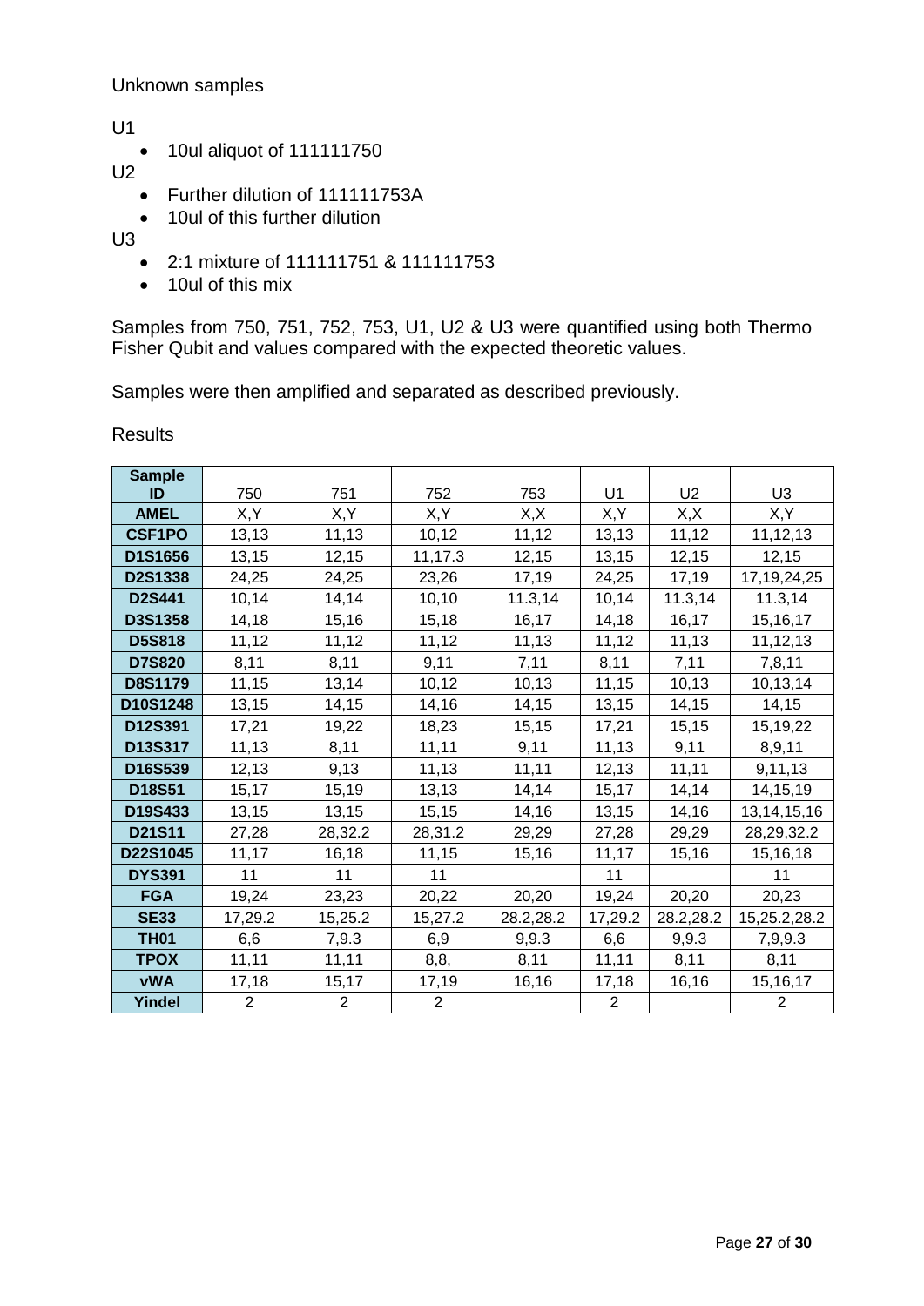Unknown samples

U1

- 10ul aliquot of 111111750

U2

- Further dilution of 111111753A
- 10ul of this further dilution

U3

- 2:1 mixture of 111111751 & 111111753
- 10ul of this mix

Samples from 750, 751, 752, 753, U1, U2 & U3 were quantified using both Thermo Fisher Qubit and values compared with the expected theoretic values.

Samples were then amplified and separated as described previously.

Results

| Sample ID | 750 | 751 | 752 | 753 | U1 | U2 | U3 |
|---|---|---|---|---|---|---|---|
| AMEL | X,Y | X,Y | X,Y | X,X | X,Y | X,X | X,Y |
| CSF1PO | 13,13 | 11,13 | 10,12 | 11,12 | 13,13 | 11,12 | 11,12,13 |
| D1S1656 | 13,15 | 12,15 | 11,17.3 | 12,15 | 13,15 | 12,15 | 12,15 |
| D2S1338 | 24,25 | 24,25 | 23,26 | 17,19 | 24,25 | 17,19 | 17,19,24,25 |
| D2S441 | 10,14 | 14,14 | 10,10 | 11.3,14 | 10,14 | 11.3,14 | 11.3,14 |
| D3S1358 | 14,18 | 15,16 | 15,18 | 16,17 | 14,18 | 16,17 | 15,16,17 |
| D5S818 | 11,12 | 11,12 | 11,12 | 11,13 | 11,12 | 11,13 | 11,12,13 |
| D7S820 | 8,11 | 8,11 | 9,11 | 7,11 | 8,11 | 7,11 | 7,8,11 |
| D8S1179 | 11,15 | 13,14 | 10,12 | 10,13 | 11,15 | 10,13 | 10,13,14 |
| D10S1248 | 13,15 | 14,15 | 14,16 | 14,15 | 13,15 | 14,15 | 14,15 |
| D12S391 | 17,21 | 19,22 | 18,23 | 15,15 | 17,21 | 15,15 | 15,19,22 |
| D13S317 | 11,13 | 8,11 | 11,11 | 9,11 | 11,13 | 9,11 | 8,9,11 |
| D16S539 | 12,13 | 9,13 | 11,13 | 11,11 | 12,13 | 11,11 | 9,11,13 |
| D18S51 | 15,17 | 15,19 | 13,13 | 14,14 | 15,17 | 14,14 | 14,15,19 |
| D19S433 | 13,15 | 13,15 | 15,15 | 14,16 | 13,15 | 14,16 | 13,14,15,16 |
| D21S11 | 27,28 | 28,32.2 | 28,31.2 | 29,29 | 27,28 | 29,29 | 28,29,32.2 |
| D22S1045 | 11,17 | 16,18 | 11,15 | 15,16 | 11,17 | 15,16 | 15,16,18 |
| DYS391 | 11 | 11 | 11 | | 11 | | 11 |
| FGA | 19,24 | 23,23 | 20,22 | 20,20 | 19,24 | 20,20 | 20,23 |
| SE33 | 17,29.2 | 15,25.2 | 15,27.2 | 28.2,28.2 | 17,29.2 | 28.2,28.2 | 15,25.2,28.2 |
| TH01 | 6,6 | 7,9.3 | 6,9 | 9,9.3 | 6,6 | 9,9.3 | 7,9,9.3 |
| TPOX | 11,11 | 11,11 | 8,8, | 8,11 | 11,11 | 8,11 | 8,11 |
| vWA | 17,18 | 15,17 | 17,19 | 16,16 | 17,18 | 16,16 | 15,16,17 |
| Yindel | 2 | 2 | 2 | | 2 | | 2 |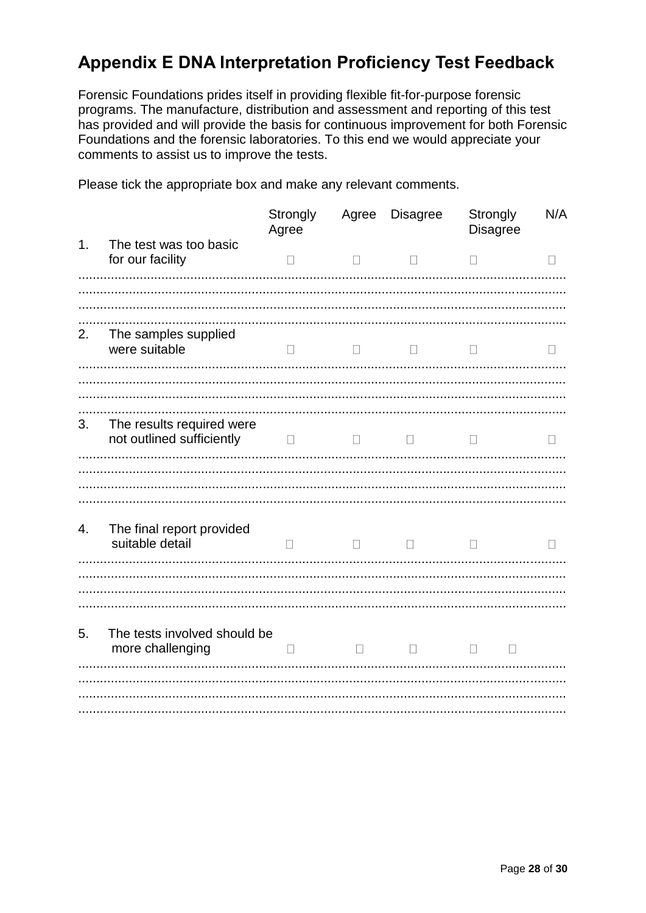# Appendix E DNA Interpretation Proficiency Test Feedback

Forensic Foundations prides itself in providing flexible fit-for-purpose forensic programs. The manufacture, distribution and assessment and reporting of this test has provided and will provide the basis for continuous improvement for both Forensic Foundations and the forensic laboratories. To this end we would appreciate your comments to assist us to improve the tests.

Please tick the appropriate box and make any relevant comments.

| | | Strongly Agree | Agree | Disagree | Strongly Disagree | N/A |
|---|---|---|---|---|---|---|
| 1. | The test was too basic for our facility | ☐ | ☐ | ☐ | ☐ | ☐ |

.......................................................................................................................................
.......................................................................................................................................
.......................................................................................................................................
.......................................................................................................................................

| | | Strongly Agree | Agree | Disagree | Strongly Disagree | N/A |
|---|---|---|---|---|---|---|
| 2. | The samples supplied were suitable | ☐ | ☐ | ☐ | ☐ | ☐ |

.......................................................................................................................................
.......................................................................................................................................
.......................................................................................................................................
.......................................................................................................................................

| | | Strongly Agree | Agree | Disagree | Strongly Disagree | N/A |
|---|---|---|---|---|---|---|
| 3. | The results required were not outlined sufficiently | ☐ | ☐ | ☐ | ☐ | ☐ |

.......................................................................................................................................
.......................................................................................................................................
.......................................................................................................................................
.......................................................................................................................................

| | | Strongly Agree | Agree | Disagree | Strongly Disagree | N/A |
|---|---|---|---|---|---|---|
| 4. | The final report provided suitable detail | ☐ | ☐ | ☐ | ☐ | ☐ |

.......................................................................................................................................
.......................................................................................................................................
.......................................................................................................................................
.......................................................................................................................................

| | | Strongly Agree | Agree | Disagree | Strongly Disagree | N/A |
|---|---|---|---|---|---|---|
| 5. | The tests involved should be more challenging | ☐ | ☐ | ☐ | ☐ ☐ | |

.......................................................................................................................................
.......................................................................................................................................
.......................................................................................................................................
.......................................................................................................................................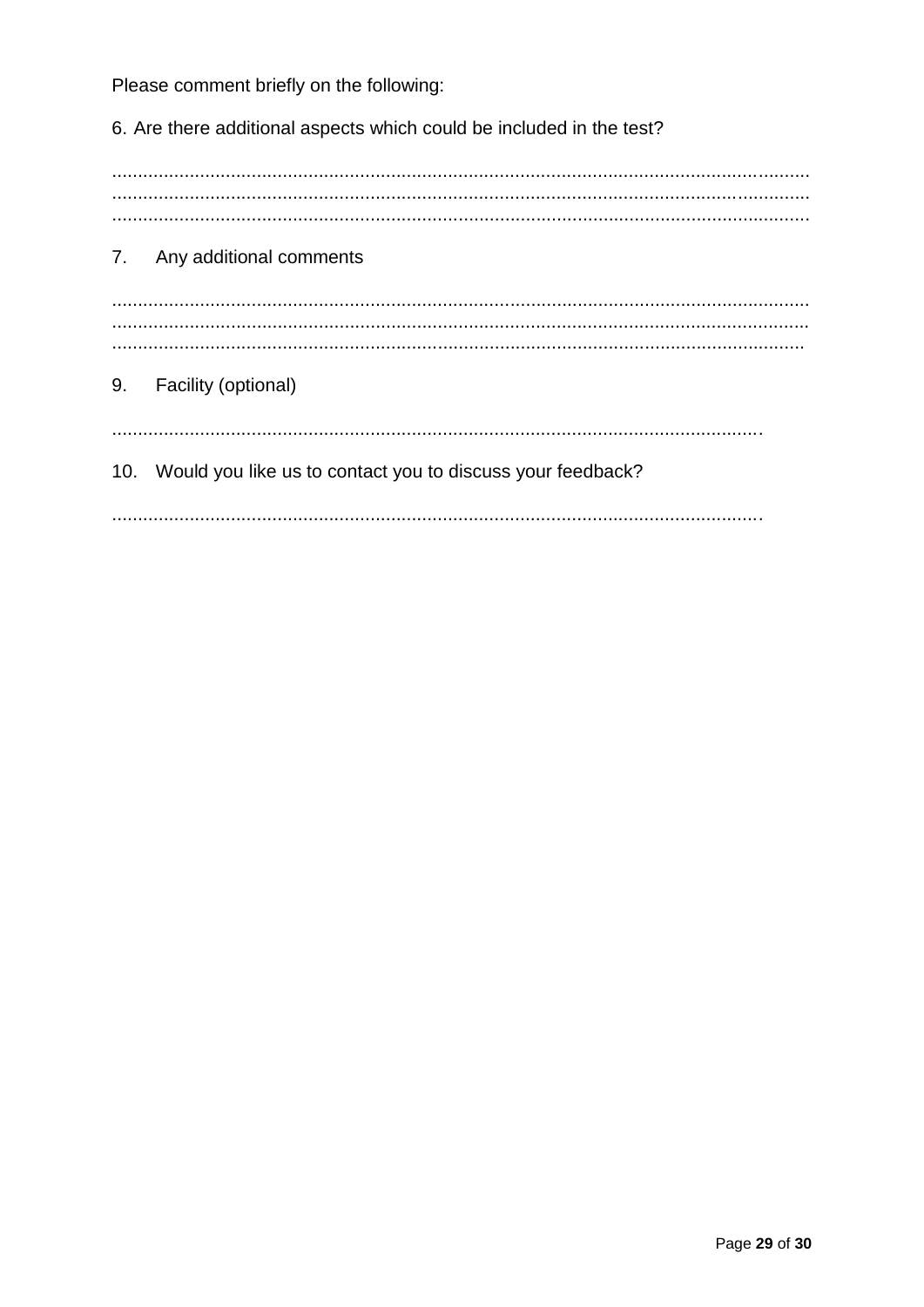Please comment briefly on the following:

6. Are there additional aspects which could be included in the test?

......................................................................................................................................
......................................................................................................................................
......................................................................................................................................

7. Any additional comments

......................................................................................................................................
......................................................................................................................................
......................................................................................................................................

9. Facility (optional)

..........................................................................................................................

10. Would you like us to contact you to discuss your feedback?

..........................................................................................................................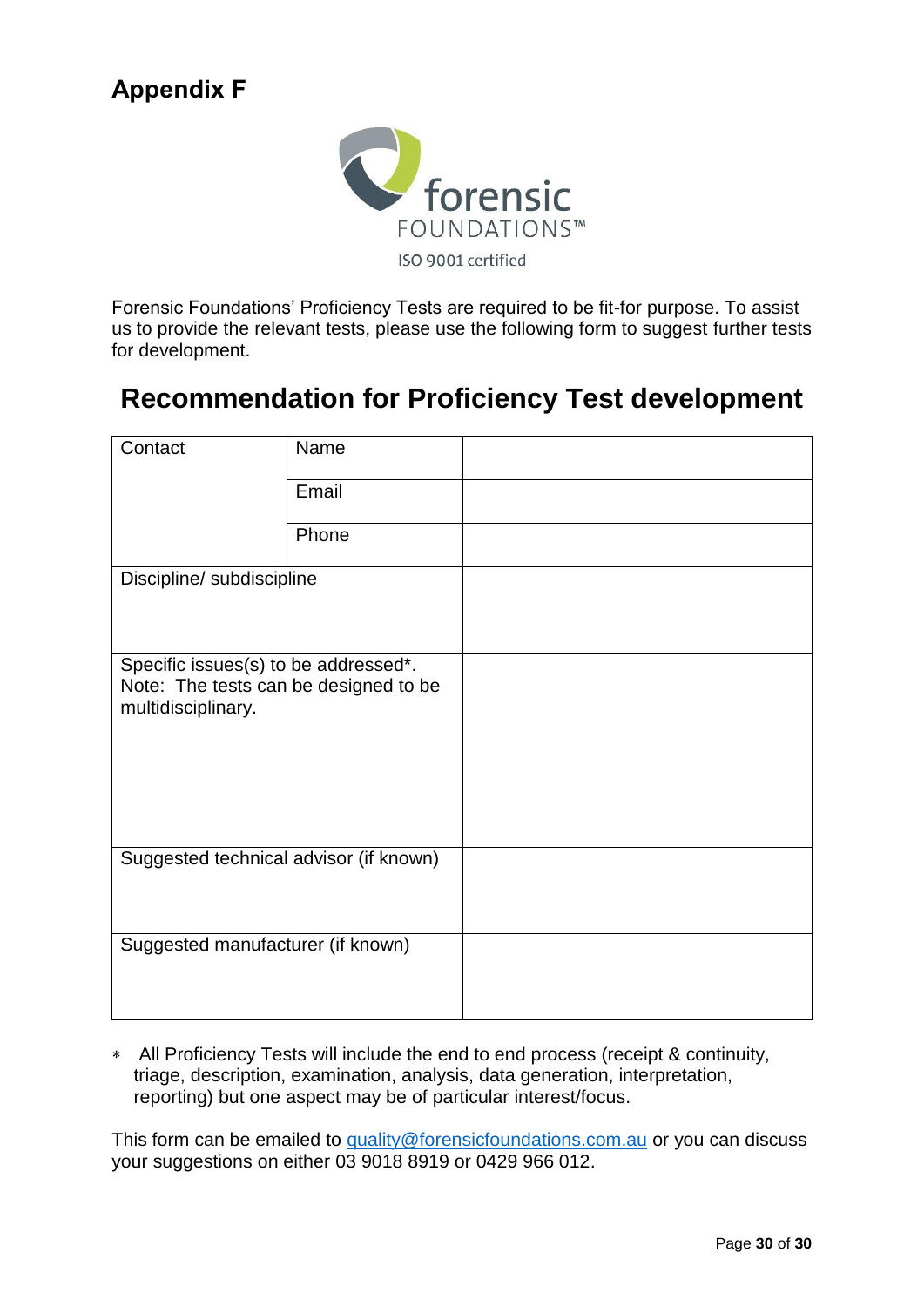# Appendix F

forensic
FOUNDATIONS™
ISO 9001 certified

Forensic Foundations' Proficiency Tests are required to be fit-for purpose. To assist us to provide the relevant tests, please use the following form to suggest further tests for development.

## Recommendation for Proficiency Test development

| | | |
|---|---|---|
| Contact | Name | |
| | Email | |
| | Phone | |
| Discipline/ subdiscipline | | |
| Specific issues(s) to be addressed*. Note: The tests can be designed to be multidisciplinary. | | |
| Suggested technical advisor (if known) | | |
| Suggested manufacturer (if known) | | |

* All Proficiency Tests will include the end to end process (receipt & continuity, triage, description, examination, analysis, data generation, interpretation, reporting) but one aspect may be of particular interest/focus.

This form can be emailed to quality@forensicfoundations.com.au or you can discuss your suggestions on either 03 9018 8919 or 0429 966 012.